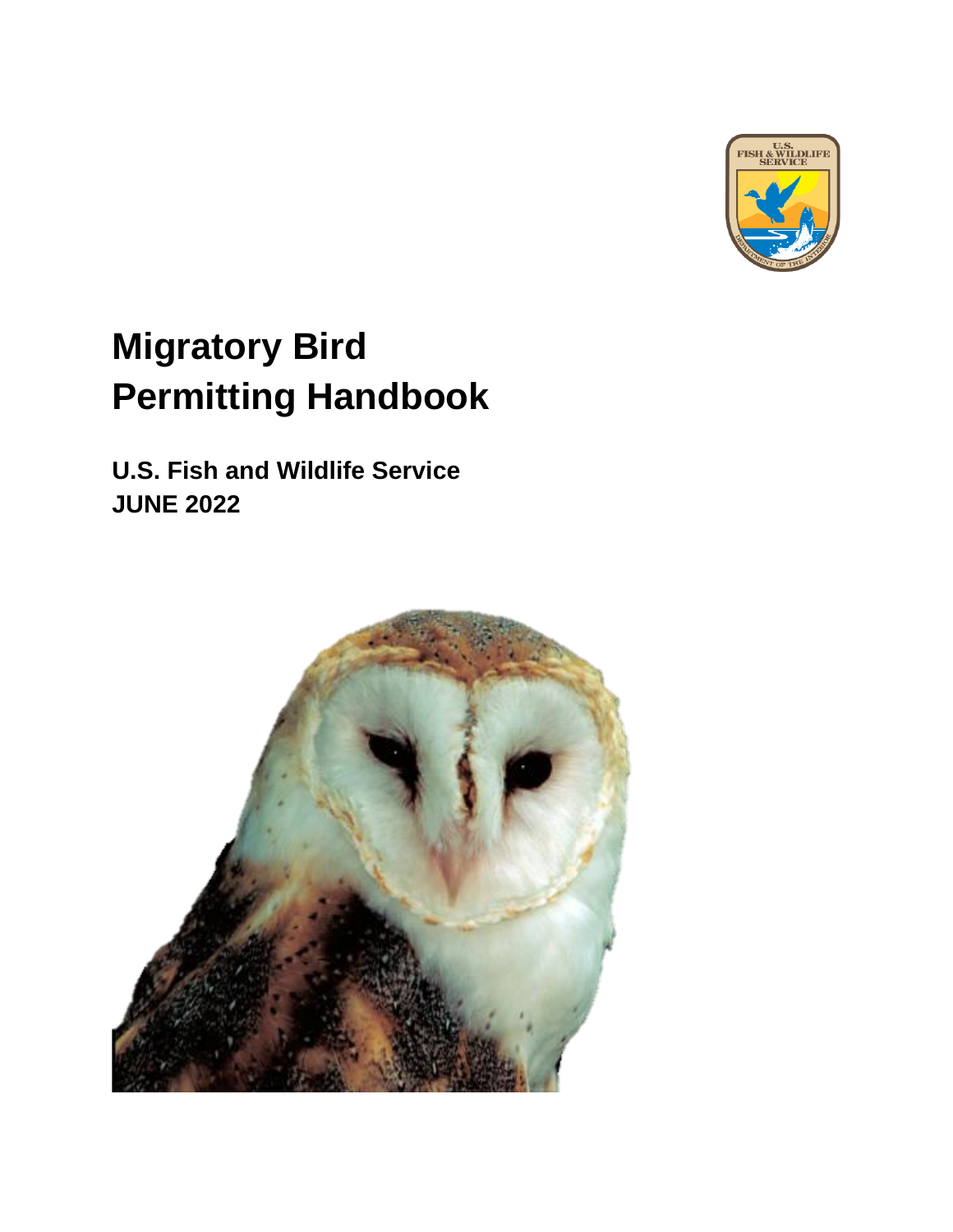# Migratory Bird Permitting Handbook

**U.S. Fish and Wildlife Service**
**JUNE 2022**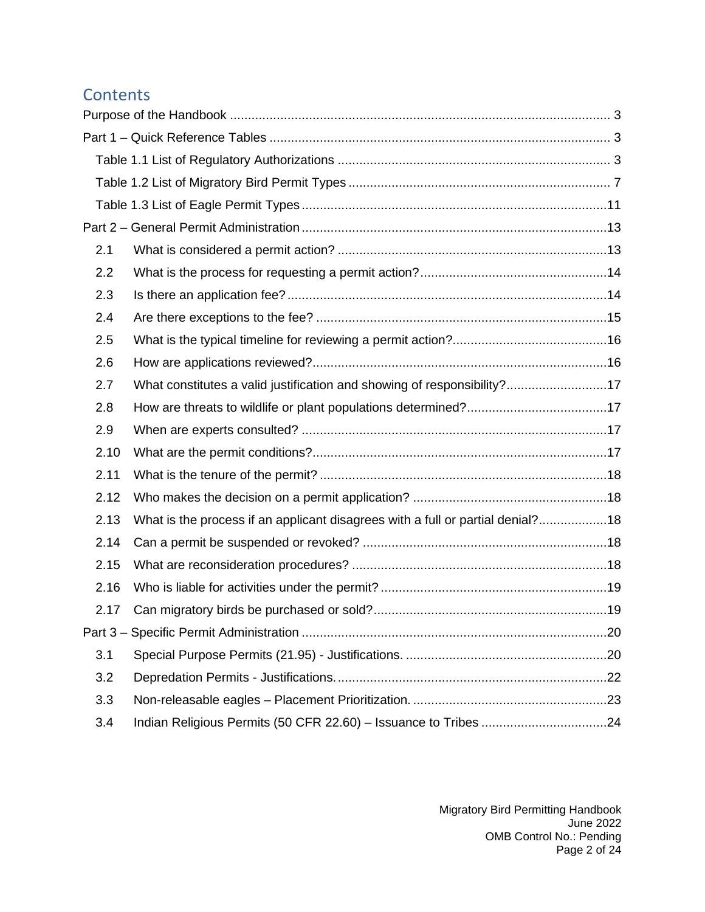# Contents

Purpose of the Handbook ... 3

Part 1 – Quick Reference Tables ... 3

- Table 1.1 List of Regulatory Authorizations ... 3
- Table 1.2 List of Migratory Bird Permit Types ... 7
- Table 1.3 List of Eagle Permit Types ... 11

Part 2 – General Permit Administration ... 13

- 2.1 What is considered a permit action? ... 13
- 2.2 What is the process for requesting a permit action? ... 14
- 2.3 Is there an application fee? ... 14
- 2.4 Are there exceptions to the fee? ... 15
- 2.5 What is the typical timeline for reviewing a permit action? ... 16
- 2.6 How are applications reviewed? ... 16
- 2.7 What constitutes a valid justification and showing of responsibility? ... 17
- 2.8 How are threats to wildlife or plant populations determined? ... 17
- 2.9 When are experts consulted? ... 17
- 2.10 What are the permit conditions? ... 17
- 2.11 What is the tenure of the permit? ... 18
- 2.12 Who makes the decision on a permit application? ... 18
- 2.13 What is the process if an applicant disagrees with a full or partial denial? ... 18
- 2.14 Can a permit be suspended or revoked? ... 18
- 2.15 What are reconsideration procedures? ... 18
- 2.16 Who is liable for activities under the permit? ... 19
- 2.17 Can migratory birds be purchased or sold? ... 19

Part 3 – Specific Permit Administration ... 20

- 3.1 Special Purpose Permits (21.95) - Justifications. ... 20
- 3.2 Depredation Permits - Justifications. ... 22
- 3.3 Non-releasable eagles – Placement Prioritization. ... 23
- 3.4 Indian Religious Permits (50 CFR 22.60) – Issuance to Tribes ... 24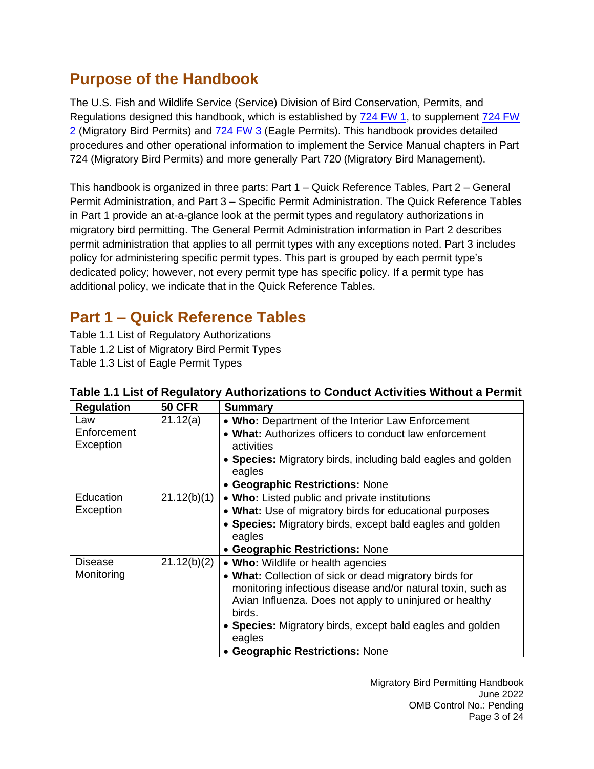## Purpose of the Handbook

The U.S. Fish and Wildlife Service (Service) Division of Bird Conservation, Permits, and Regulations designed this handbook, which is established by [724 FW 1](), to supplement [724 FW 2]() (Migratory Bird Permits) and [724 FW 3]() (Eagle Permits). This handbook provides detailed procedures and other operational information to implement the Service Manual chapters in Part 724 (Migratory Bird Permits) and more generally Part 720 (Migratory Bird Management).

This handbook is organized in three parts: Part 1 – Quick Reference Tables, Part 2 – General Permit Administration, and Part 3 – Specific Permit Administration. The Quick Reference Tables in Part 1 provide an at-a-glance look at the permit types and regulatory authorizations in migratory bird permitting. The General Permit Administration information in Part 2 describes permit administration that applies to all permit types with any exceptions noted. Part 3 includes policy for administering specific permit types. This part is grouped by each permit type's dedicated policy; however, not every permit type has specific policy. If a permit type has additional policy, we indicate that in the Quick Reference Tables.

## Part 1 – Quick Reference Tables

Table 1.1 List of Regulatory Authorizations
Table 1.2 List of Migratory Bird Permit Types
Table 1.3 List of Eagle Permit Types

**Table 1.1 List of Regulatory Authorizations to Conduct Activities Without a Permit**

| Regulation | 50 CFR | Summary |
|---|---|---|
| Law Enforcement Exception | 21.12(a) | • **Who:** Department of the Interior Law Enforcement<br>• **What:** Authorizes officers to conduct law enforcement activities<br>• **Species:** Migratory birds, including bald eagles and golden eagles<br>• **Geographic Restrictions:** None |
| Education Exception | 21.12(b)(1) | • **Who:** Listed public and private institutions<br>• **What:** Use of migratory birds for educational purposes<br>• **Species:** Migratory birds, except bald eagles and golden eagles<br>• **Geographic Restrictions:** None |
| Disease Monitoring | 21.12(b)(2) | • **Who:** Wildlife or health agencies<br>• **What:** Collection of sick or dead migratory birds for monitoring infectious disease and/or natural toxin, such as Avian Influenza. Does not apply to uninjured or healthy birds.<br>• **Species:** Migratory birds, except bald eagles and golden eagles<br>• **Geographic Restrictions:** None |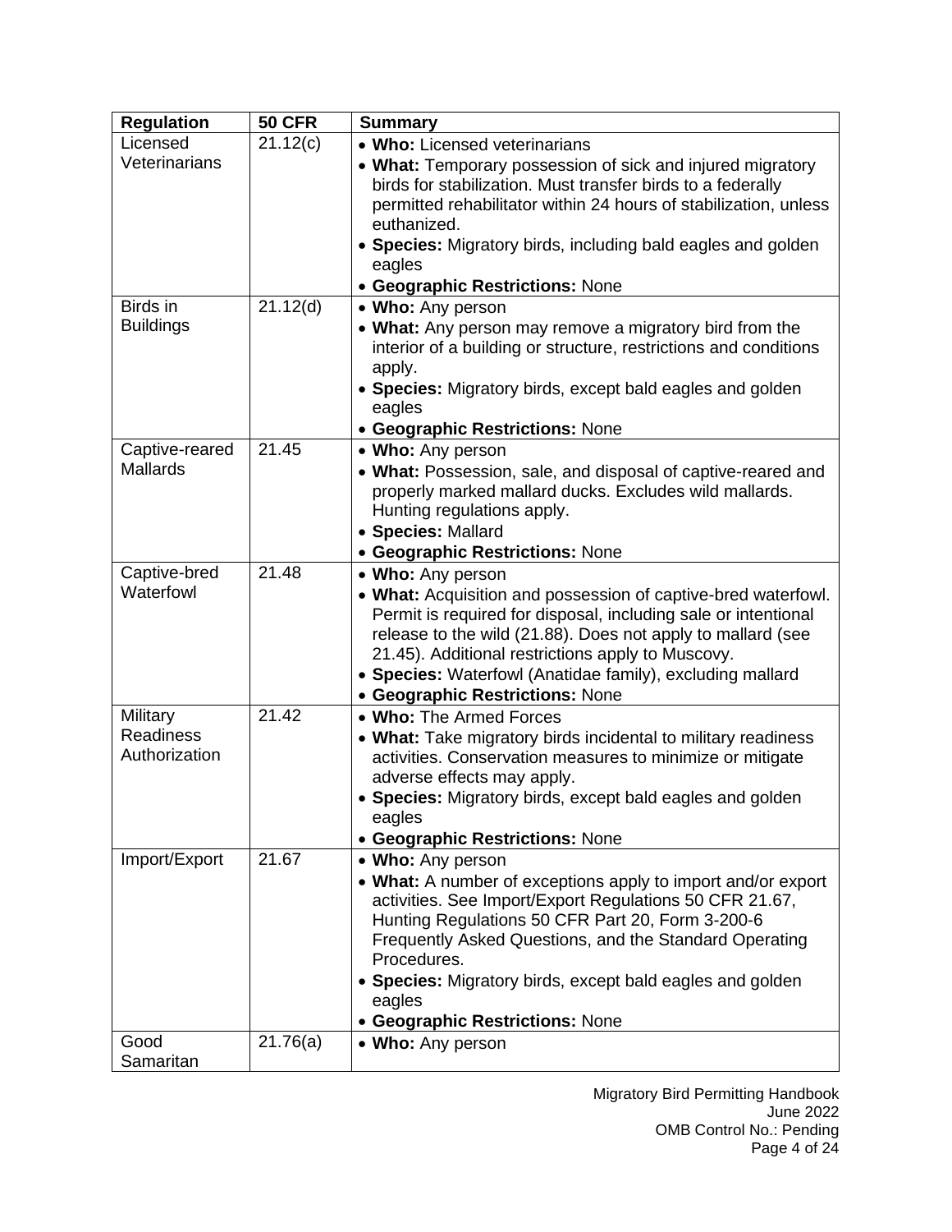| Regulation | 50 CFR | Summary |
|---|---|---|
| Licensed Veterinarians | 21.12(c) | • **Who:** Licensed veterinarians<br>• **What:** Temporary possession of sick and injured migratory birds for stabilization. Must transfer birds to a federally permitted rehabilitator within 24 hours of stabilization, unless euthanized.<br>• **Species:** Migratory birds, including bald eagles and golden eagles<br>• **Geographic Restrictions:** None |
| Birds in Buildings | 21.12(d) | • **Who:** Any person<br>• **What:** Any person may remove a migratory bird from the interior of a building or structure, restrictions and conditions apply.<br>• **Species:** Migratory birds, except bald eagles and golden eagles<br>• **Geographic Restrictions:** None |
| Captive-reared Mallards | 21.45 | • **Who:** Any person<br>• **What:** Possession, sale, and disposal of captive-reared and properly marked mallard ducks. Excludes wild mallards. Hunting regulations apply.<br>• **Species:** Mallard<br>• **Geographic Restrictions:** None |
| Captive-bred Waterfowl | 21.48 | • **Who:** Any person<br>• **What:** Acquisition and possession of captive-bred waterfowl. Permit is required for disposal, including sale or intentional release to the wild (21.88). Does not apply to mallard (see 21.45). Additional restrictions apply to Muscovy.<br>• **Species:** Waterfowl (Anatidae family), excluding mallard<br>• **Geographic Restrictions:** None |
| Military Readiness Authorization | 21.42 | • **Who:** The Armed Forces<br>• **What:** Take migratory birds incidental to military readiness activities. Conservation measures to minimize or mitigate adverse effects may apply.<br>• **Species:** Migratory birds, except bald eagles and golden eagles<br>• **Geographic Restrictions:** None |
| Import/Export | 21.67 | • **Who:** Any person<br>• **What:** A number of exceptions apply to import and/or export activities. See Import/Export Regulations 50 CFR 21.67, Hunting Regulations 50 CFR Part 20, Form 3-200-6 Frequently Asked Questions, and the Standard Operating Procedures.<br>• **Species:** Migratory birds, except bald eagles and golden eagles<br>• **Geographic Restrictions:** None |
| Good Samaritan | 21.76(a) | • **Who:** Any person |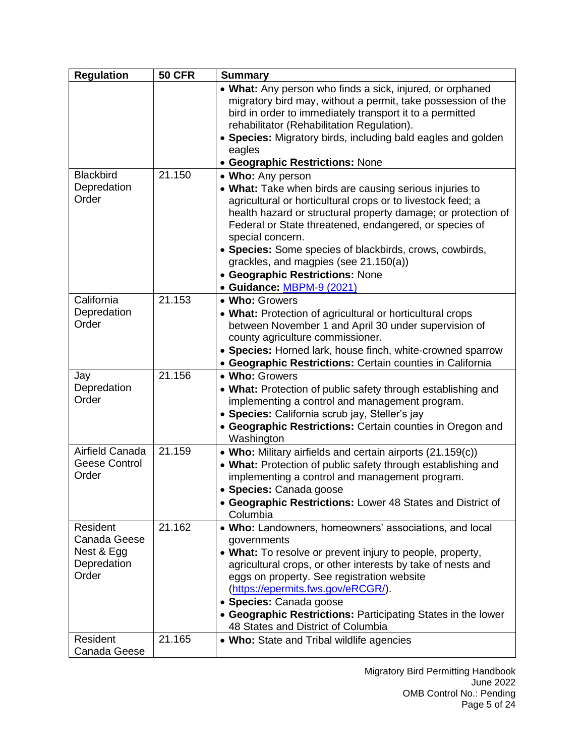| Regulation | 50 CFR | Summary |
|---|---|---|
| | | • **What:** Any person who finds a sick, injured, or orphaned migratory bird may, without a permit, take possession of the bird in order to immediately transport it to a permitted rehabilitator (Rehabilitation Regulation).<br>• **Species:** Migratory birds, including bald eagles and golden eagles<br>• **Geographic Restrictions:** None |
| Blackbird Depredation Order | 21.150 | • **Who:** Any person<br>• **What:** Take when birds are causing serious injuries to agricultural or horticultural crops or to livestock feed; a health hazard or structural property damage; or protection of Federal or State threatened, endangered, or species of special concern.<br>• **Species:** Some species of blackbirds, crows, cowbirds, grackles, and magpies (see 21.150(a))<br>• **Geographic Restrictions:** None<br>• **Guidance:** [MBPM-9 (2021)]() |
| California Depredation Order | 21.153 | • **Who:** Growers<br>• **What:** Protection of agricultural or horticultural crops between November 1 and April 30 under supervision of county agriculture commissioner.<br>• **Species:** Horned lark, house finch, white-crowned sparrow<br>• **Geographic Restrictions:** Certain counties in California |
| Jay Depredation Order | 21.156 | • **Who:** Growers<br>• **What:** Protection of public safety through establishing and implementing a control and management program.<br>• **Species:** California scrub jay, Steller's jay<br>• **Geographic Restrictions:** Certain counties in Oregon and Washington |
| Airfield Canada Geese Control Order | 21.159 | • **Who:** Military airfields and certain airports (21.159(c))<br>• **What:** Protection of public safety through establishing and implementing a control and management program.<br>• **Species:** Canada goose<br>• **Geographic Restrictions:** Lower 48 States and District of Columbia |
| Resident Canada Geese Nest & Egg Depredation Order | 21.162 | • **Who:** Landowners, homeowners' associations, and local governments<br>• **What:** To resolve or prevent injury to people, property, agricultural crops, or other interests by take of nests and eggs on property. See registration website (https://epermits.fws.gov/eRCGR/).<br>• **Species:** Canada goose<br>• **Geographic Restrictions:** Participating States in the lower 48 States and District of Columbia |
| Resident Canada Geese | 21.165 | • **Who:** State and Tribal wildlife agencies |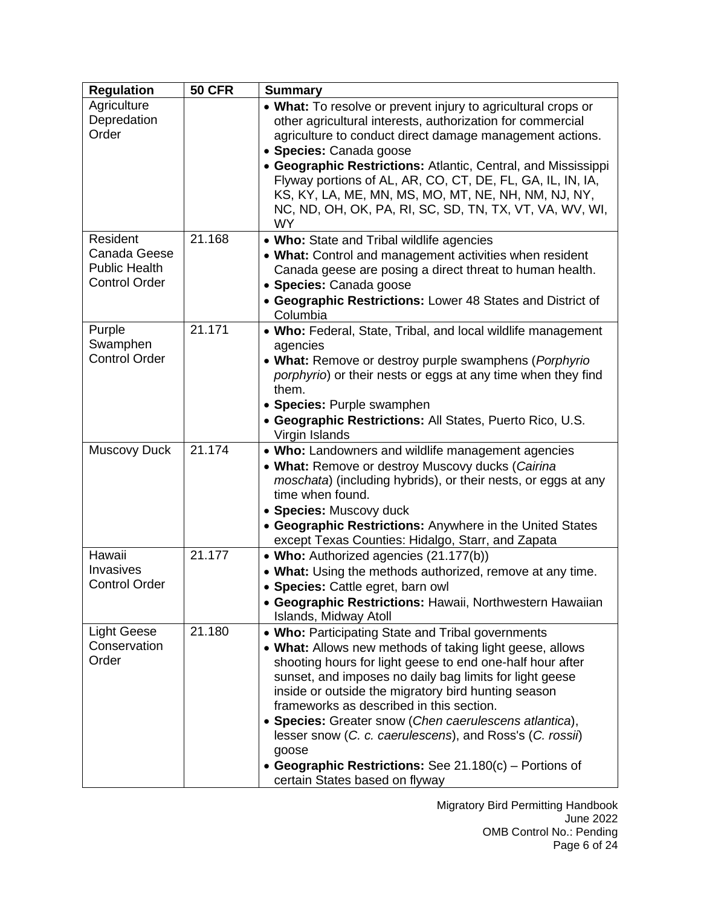| Regulation | 50 CFR | Summary |
|---|---|---|
| Agriculture Depredation Order | | • **What:** To resolve or prevent injury to agricultural crops or other agricultural interests, authorization for commercial agriculture to conduct direct damage management actions.<br>• **Species:** Canada goose<br>• **Geographic Restrictions:** Atlantic, Central, and Mississippi Flyway portions of AL, AR, CO, CT, DE, FL, GA, IL, IN, IA, KS, KY, LA, ME, MN, MS, MO, MT, NE, NH, NM, NJ, NY, NC, ND, OH, OK, PA, RI, SC, SD, TN, TX, VT, VA, WV, WI, WY |
| Resident Canada Geese Public Health Control Order | 21.168 | • **Who:** State and Tribal wildlife agencies<br>• **What:** Control and management activities when resident Canada geese are posing a direct threat to human health.<br>• **Species:** Canada goose<br>• **Geographic Restrictions:** Lower 48 States and District of Columbia |
| Purple Swamphen Control Order | 21.171 | • **Who:** Federal, State, Tribal, and local wildlife management agencies<br>• **What:** Remove or destroy purple swamphens (*Porphyrio porphyrio*) or their nests or eggs at any time when they find them.<br>• **Species:** Purple swamphen<br>• **Geographic Restrictions:** All States, Puerto Rico, U.S. Virgin Islands |
| Muscovy Duck | 21.174 | • **Who:** Landowners and wildlife management agencies<br>• **What:** Remove or destroy Muscovy ducks (*Cairina moschata*) (including hybrids), or their nests, or eggs at any time when found.<br>• **Species:** Muscovy duck<br>• **Geographic Restrictions:** Anywhere in the United States except Texas Counties: Hidalgo, Starr, and Zapata |
| Hawaii Invasives Control Order | 21.177 | • **Who:** Authorized agencies (21.177(b))<br>• **What:** Using the methods authorized, remove at any time.<br>• **Species:** Cattle egret, barn owl<br>• **Geographic Restrictions:** Hawaii, Northwestern Hawaiian Islands, Midway Atoll |
| Light Geese Conservation Order | 21.180 | • **Who:** Participating State and Tribal governments<br>• **What:** Allows new methods of taking light geese, allows shooting hours for light geese to end one-half hour after sunset, and imposes no daily bag limits for light geese inside or outside the migratory bird hunting season frameworks as described in this section.<br>• **Species:** Greater snow (*Chen caerulescens atlantica*), lesser snow (*C. c. caerulescens*), and Ross's (*C. rossii*) goose<br>• **Geographic Restrictions:** See 21.180(c) – Portions of certain States based on flyway |

Migratory Bird Permitting Handbook
June 2022
OMB Control No.: Pending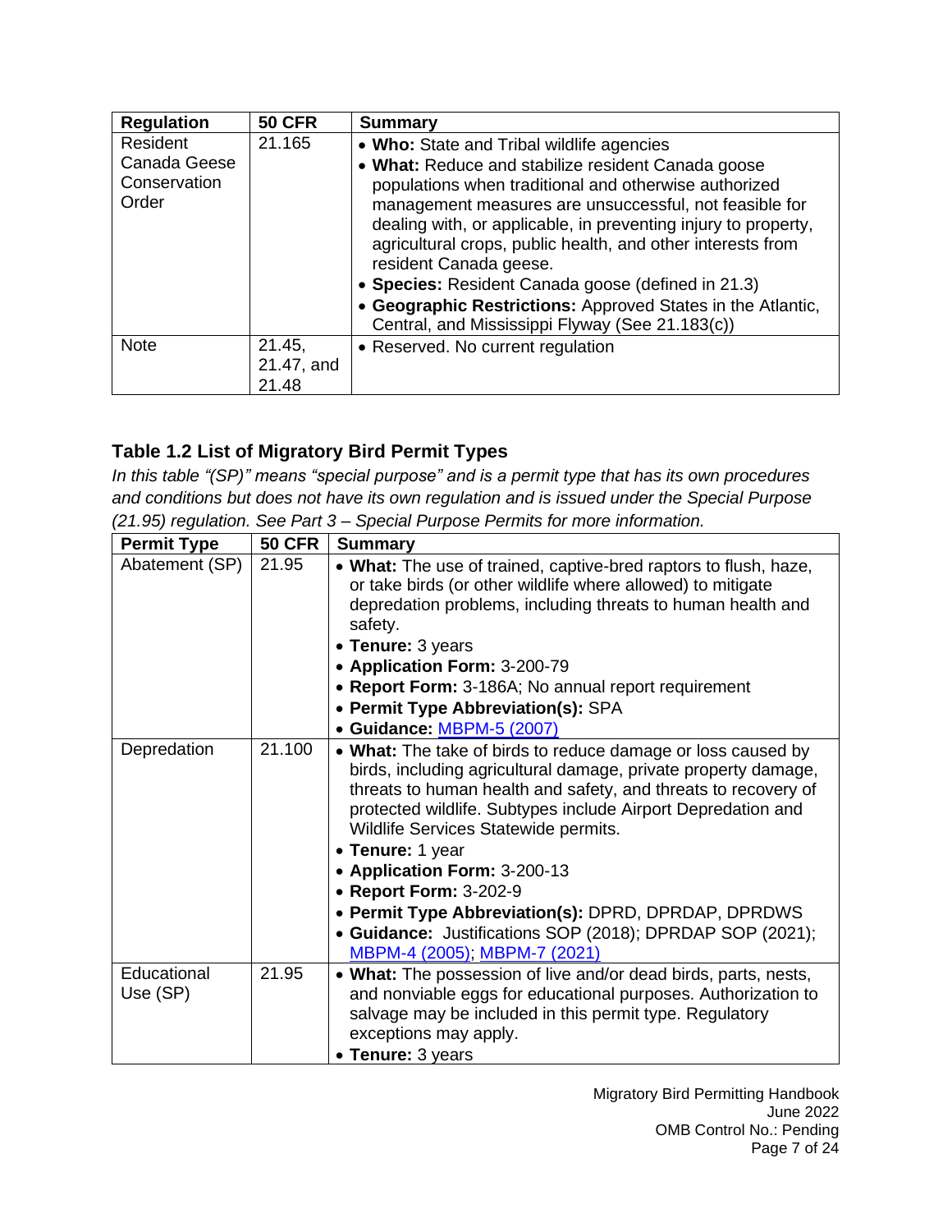| Regulation | 50 CFR | Summary |
|---|---|---|
| Resident Canada Geese Conservation Order | 21.165 | • **Who:** State and Tribal wildlife agencies<br>• **What:** Reduce and stabilize resident Canada goose populations when traditional and otherwise authorized management measures are unsuccessful, not feasible for dealing with, or applicable, in preventing injury to property, agricultural crops, public health, and other interests from resident Canada geese.<br>• **Species:** Resident Canada goose (defined in 21.3)<br>• **Geographic Restrictions:** Approved States in the Atlantic, Central, and Mississippi Flyway (See 21.183(c)) |
| Note | 21.45, 21.47, and 21.48 | • Reserved. No current regulation |

### Table 1.2 List of Migratory Bird Permit Types

*In this table "(SP)" means "special purpose" and is a permit type that has its own procedures and conditions but does not have its own regulation and is issued under the Special Purpose (21.95) regulation. See Part 3 – Special Purpose Permits for more information.*

| Permit Type | 50 CFR | Summary |
|---|---|---|
| Abatement (SP) | 21.95 | • **What:** The use of trained, captive-bred raptors to flush, haze, or take birds (or other wildlife where allowed) to mitigate depredation problems, including threats to human health and safety.<br>• **Tenure:** 3 years<br>• **Application Form:** 3-200-79<br>• **Report Form:** 3-186A; No annual report requirement<br>• **Permit Type Abbreviation(s):** SPA<br>• **Guidance:** MBPM-5 (2007) |
| Depredation | 21.100 | • **What:** The take of birds to reduce damage or loss caused by birds, including agricultural damage, private property damage, threats to human health and safety, and threats to recovery of protected wildlife. Subtypes include Airport Depredation and Wildlife Services Statewide permits.<br>• **Tenure:** 1 year<br>• **Application Form:** 3-200-13<br>• **Report Form:** 3-202-9<br>• **Permit Type Abbreviation(s):** DPRD, DPRDAP, DPRDWS<br>• **Guidance:** Justifications SOP (2018); DPRDAP SOP (2021); MBPM-4 (2005); MBPM-7 (2021) |
| Educational Use (SP) | 21.95 | • **What:** The possession of live and/or dead birds, parts, nests, and nonviable eggs for educational purposes. Authorization to salvage may be included in this permit type. Regulatory exceptions may apply.<br>• **Tenure:** 3 years |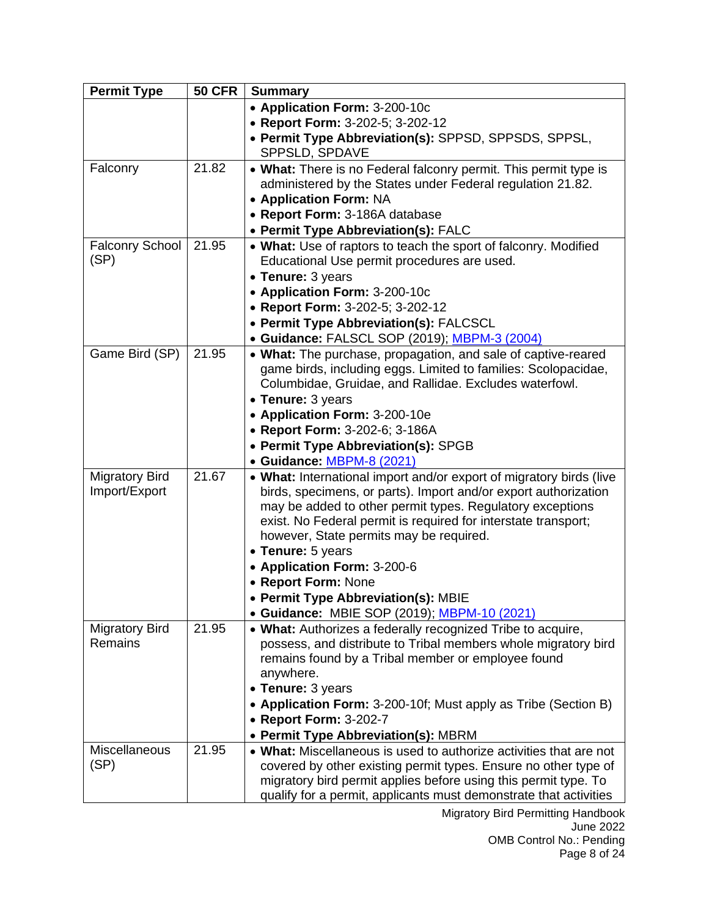| Permit Type | 50 CFR | Summary |
|---|---|---|
| | | • **Application Form:** 3-200-10c<br>• **Report Form:** 3-202-5; 3-202-12<br>• **Permit Type Abbreviation(s):** SPPSD, SPPSDS, SPPSL, SPPSLD, SPDAVE |
| Falconry | 21.82 | • **What:** There is no Federal falconry permit. This permit type is administered by the States under Federal regulation 21.82.<br>• **Application Form:** NA<br>• **Report Form:** 3-186A database<br>• **Permit Type Abbreviation(s):** FALC |
| Falconry School (SP) | 21.95 | • **What:** Use of raptors to teach the sport of falconry. Modified Educational Use permit procedures are used.<br>• **Tenure:** 3 years<br>• **Application Form:** 3-200-10c<br>• **Report Form:** 3-202-5; 3-202-12<br>• **Permit Type Abbreviation(s):** FALCSCL<br>• **Guidance:** FALSCL SOP (2019); MBPM-3 (2004) |
| Game Bird (SP) | 21.95 | • **What:** The purchase, propagation, and sale of captive-reared game birds, including eggs. Limited to families: Scolopacidae, Columbidae, Gruidae, and Rallidae. Excludes waterfowl.<br>• **Tenure:** 3 years<br>• **Application Form:** 3-200-10e<br>• **Report Form:** 3-202-6; 3-186A<br>• **Permit Type Abbreviation(s):** SPGB<br>• **Guidance:** MBPM-8 (2021) |
| Migratory Bird Import/Export | 21.67 | • **What:** International import and/or export of migratory birds (live birds, specimens, or parts). Import and/or export authorization may be added to other permit types. Regulatory exceptions exist. No Federal permit is required for interstate transport; however, State permits may be required.<br>• **Tenure:** 5 years<br>• **Application Form:** 3-200-6<br>• **Report Form:** None<br>• **Permit Type Abbreviation(s):** MBIE<br>• **Guidance:** MBIE SOP (2019); MBPM-10 (2021) |
| Migratory Bird Remains | 21.95 | • **What:** Authorizes a federally recognized Tribe to acquire, possess, and distribute to Tribal members whole migratory bird remains found by a Tribal member or employee found anywhere.<br>• **Tenure:** 3 years<br>• **Application Form:** 3-200-10f; Must apply as Tribe (Section B)<br>• **Report Form:** 3-202-7<br>• **Permit Type Abbreviation(s):** MBRM |
| Miscellaneous (SP) | 21.95 | • **What:** Miscellaneous is used to authorize activities that are not covered by other existing permit types. Ensure no other type of migratory bird permit applies before using this permit type. To qualify for a permit, applicants must demonstrate that activities |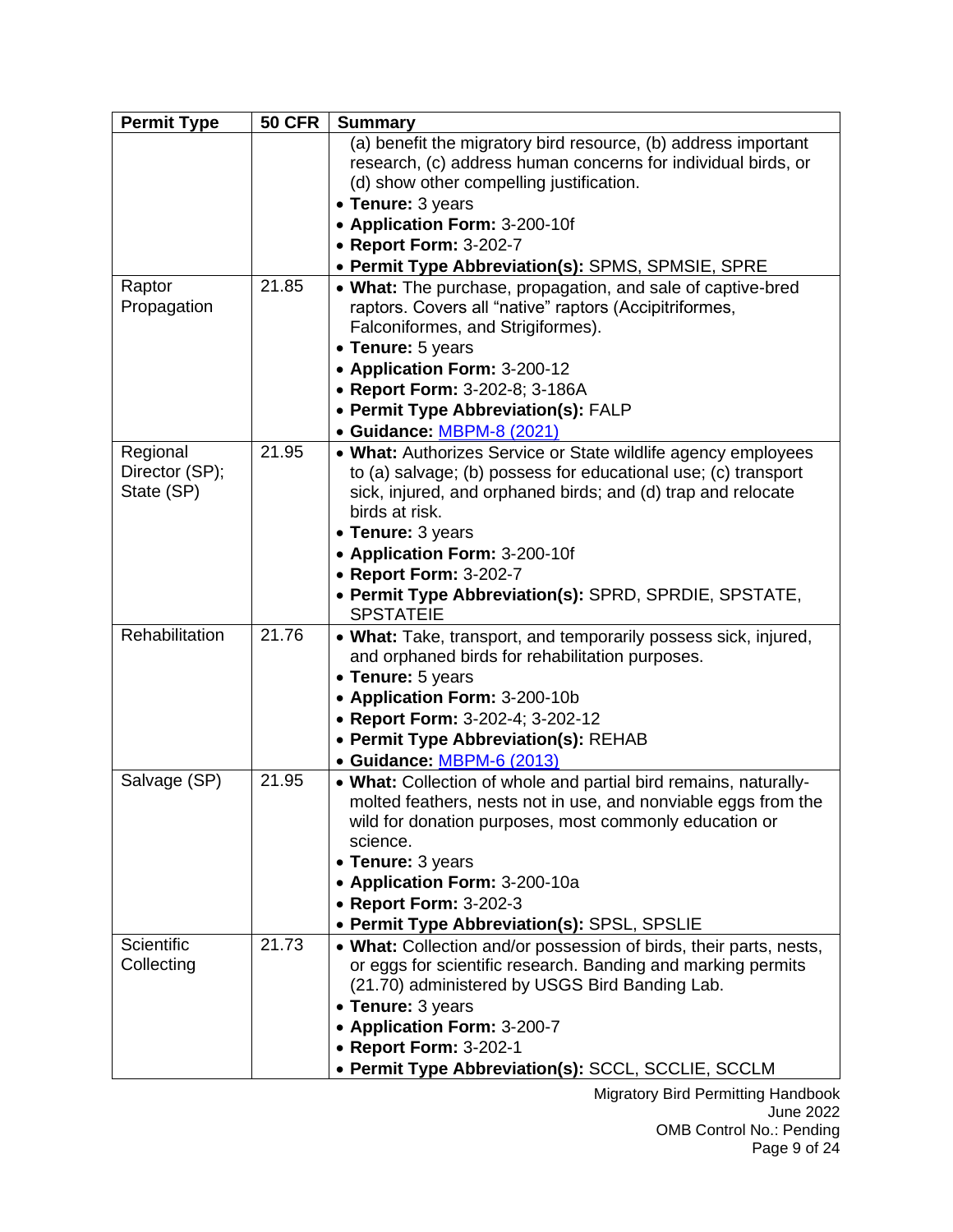| Permit Type | 50 CFR | Summary |
|---|---|---|
| | | (a) benefit the migratory bird resource, (b) address important research, (c) address human concerns for individual birds, or (d) show other compelling justification.<br>• **Tenure:** 3 years<br>• **Application Form:** 3-200-10f<br>• **Report Form:** 3-202-7<br>• **Permit Type Abbreviation(s):** SPMS, SPMSIE, SPRE |
| Raptor Propagation | 21.85 | • **What:** The purchase, propagation, and sale of captive-bred raptors. Covers all "native" raptors (Accipitriformes, Falconiformes, and Strigiformes).<br>• **Tenure:** 5 years<br>• **Application Form:** 3-200-12<br>• **Report Form:** 3-202-8; 3-186A<br>• **Permit Type Abbreviation(s):** FALP<br>• **Guidance:** MBPM-8 (2021) |
| Regional Director (SP); State (SP) | 21.95 | • **What:** Authorizes Service or State wildlife agency employees to (a) salvage; (b) possess for educational use; (c) transport sick, injured, and orphaned birds; and (d) trap and relocate birds at risk.<br>• **Tenure:** 3 years<br>• **Application Form:** 3-200-10f<br>• **Report Form:** 3-202-7<br>• **Permit Type Abbreviation(s):** SPRD, SPRDIE, SPSTATE, SPSTATEIE |
| Rehabilitation | 21.76 | • **What:** Take, transport, and temporarily possess sick, injured, and orphaned birds for rehabilitation purposes.<br>• **Tenure:** 5 years<br>• **Application Form:** 3-200-10b<br>• **Report Form:** 3-202-4; 3-202-12<br>• **Permit Type Abbreviation(s):** REHAB<br>• **Guidance:** MBPM-6 (2013) |
| Salvage (SP) | 21.95 | • **What:** Collection of whole and partial bird remains, naturally-molted feathers, nests not in use, and nonviable eggs from the wild for donation purposes, most commonly education or science.<br>• **Tenure:** 3 years<br>• **Application Form:** 3-200-10a<br>• **Report Form:** 3-202-3<br>• **Permit Type Abbreviation(s):** SPSL, SPSLIE |
| Scientific Collecting | 21.73 | • **What:** Collection and/or possession of birds, their parts, nests, or eggs for scientific research. Banding and marking permits (21.70) administered by USGS Bird Banding Lab.<br>• **Tenure:** 3 years<br>• **Application Form:** 3-200-7<br>• **Report Form:** 3-202-1<br>• **Permit Type Abbreviation(s):** SCCL, SCCLIE, SCCLM |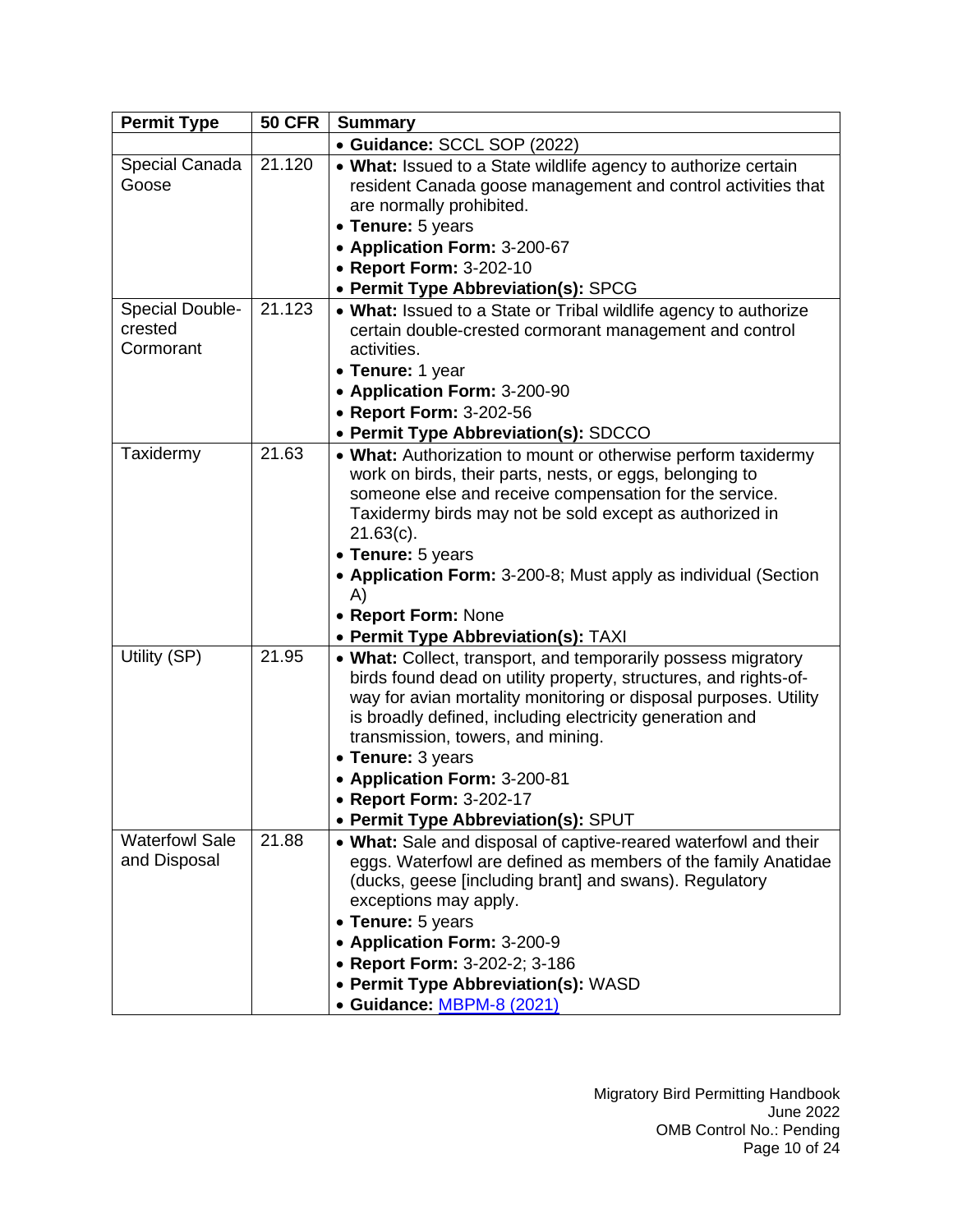| Permit Type | 50 CFR | Summary |
|---|---|---|
| | | • **Guidance:** SCCL SOP (2022) |
| Special Canada Goose | 21.120 | • **What:** Issued to a State wildlife agency to authorize certain resident Canada goose management and control activities that are normally prohibited.<br>• **Tenure:** 5 years<br>• **Application Form:** 3-200-67<br>• **Report Form:** 3-202-10<br>• **Permit Type Abbreviation(s):** SPCG |
| Special Double-crested Cormorant | 21.123 | • **What:** Issued to a State or Tribal wildlife agency to authorize certain double-crested cormorant management and control activities.<br>• **Tenure:** 1 year<br>• **Application Form:** 3-200-90<br>• **Report Form:** 3-202-56<br>• **Permit Type Abbreviation(s):** SDCCO |
| Taxidermy | 21.63 | • **What:** Authorization to mount or otherwise perform taxidermy work on birds, their parts, nests, or eggs, belonging to someone else and receive compensation for the service. Taxidermy birds may not be sold except as authorized in 21.63(c).<br>• **Tenure:** 5 years<br>• **Application Form:** 3-200-8; Must apply as individual (Section A)<br>• **Report Form:** None<br>• **Permit Type Abbreviation(s):** TAXI |
| Utility (SP) | 21.95 | • **What:** Collect, transport, and temporarily possess migratory birds found dead on utility property, structures, and rights-of-way for avian mortality monitoring or disposal purposes. Utility is broadly defined, including electricity generation and transmission, towers, and mining.<br>• **Tenure:** 3 years<br>• **Application Form:** 3-200-81<br>• **Report Form:** 3-202-17<br>• **Permit Type Abbreviation(s):** SPUT |
| Waterfowl Sale and Disposal | 21.88 | • **What:** Sale and disposal of captive-reared waterfowl and their eggs. Waterfowl are defined as members of the family Anatidae (ducks, geese [including brant] and swans). Regulatory exceptions may apply.<br>• **Tenure:** 5 years<br>• **Application Form:** 3-200-9<br>• **Report Form:** 3-202-2; 3-186<br>• **Permit Type Abbreviation(s):** WASD<br>• **Guidance:** MBPM-8 (2021) |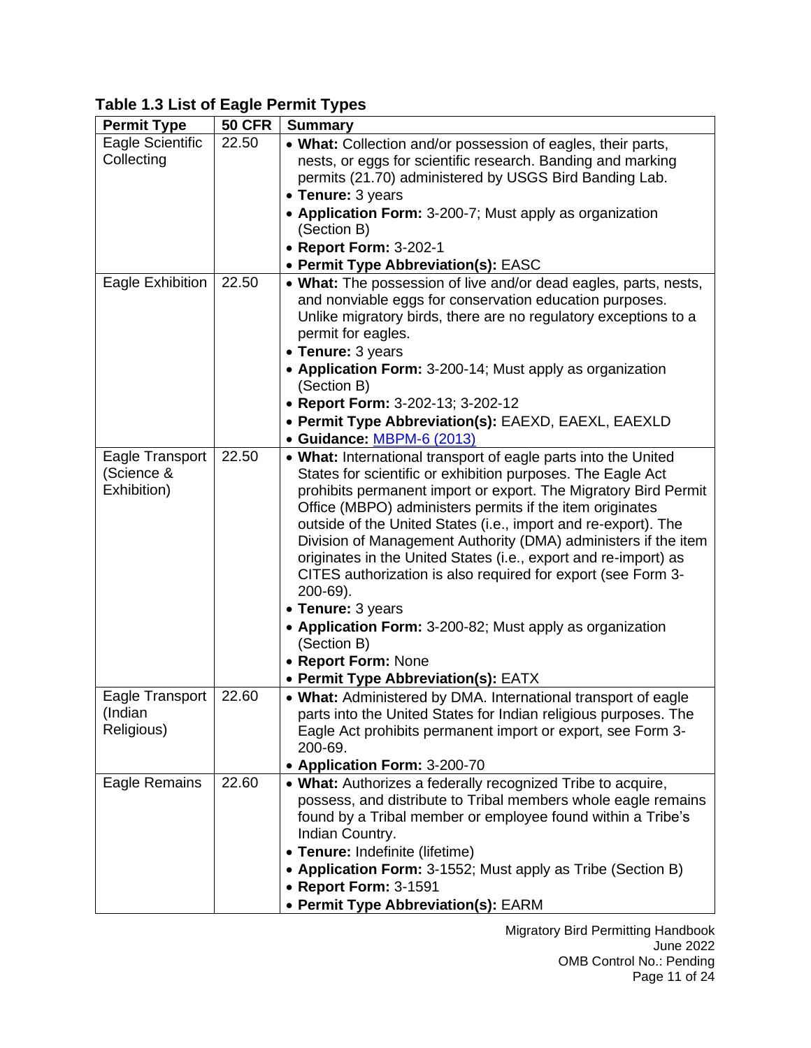**Table 1.3 List of Eagle Permit Types**

| Permit Type | 50 CFR | Summary |
|---|---|---|
| Eagle Scientific Collecting | 22.50 | • **What:** Collection and/or possession of eagles, their parts, nests, or eggs for scientific research. Banding and marking permits (21.70) administered by USGS Bird Banding Lab.<br>• **Tenure:** 3 years<br>• **Application Form:** 3-200-7; Must apply as organization (Section B)<br>• **Report Form:** 3-202-1<br>• **Permit Type Abbreviation(s):** EASC |
| Eagle Exhibition | 22.50 | • **What:** The possession of live and/or dead eagles, parts, nests, and nonviable eggs for conservation education purposes. Unlike migratory birds, there are no regulatory exceptions to a permit for eagles.<br>• **Tenure:** 3 years<br>• **Application Form:** 3-200-14; Must apply as organization (Section B)<br>• **Report Form:** 3-202-13; 3-202-12<br>• **Permit Type Abbreviation(s):** EAEXD, EAEXL, EAEXLD<br>• **Guidance:** MBPM-6 (2013) |
| Eagle Transport (Science & Exhibition) | 22.50 | • **What:** International transport of eagle parts into the United States for scientific or exhibition purposes. The Eagle Act prohibits permanent import or export. The Migratory Bird Permit Office (MBPO) administers permits if the item originates outside of the United States (i.e., import and re-export). The Division of Management Authority (DMA) administers if the item originates in the United States (i.e., export and re-import) as CITES authorization is also required for export (see Form 3-200-69).<br>• **Tenure:** 3 years<br>• **Application Form:** 3-200-82; Must apply as organization (Section B)<br>• **Report Form:** None<br>• **Permit Type Abbreviation(s):** EATX |
| Eagle Transport (Indian Religious) | 22.60 | • **What:** Administered by DMA. International transport of eagle parts into the United States for Indian religious purposes. The Eagle Act prohibits permanent import or export, see Form 3-200-69.<br>• **Application Form:** 3-200-70 |
| Eagle Remains | 22.60 | • **What:** Authorizes a federally recognized Tribe to acquire, possess, and distribute to Tribal members whole eagle remains found by a Tribal member or employee found within a Tribe's Indian Country.<br>• **Tenure:** Indefinite (lifetime)<br>• **Application Form:** 3-1552; Must apply as Tribe (Section B)<br>• **Report Form:** 3-1591<br>• **Permit Type Abbreviation(s):** EARM |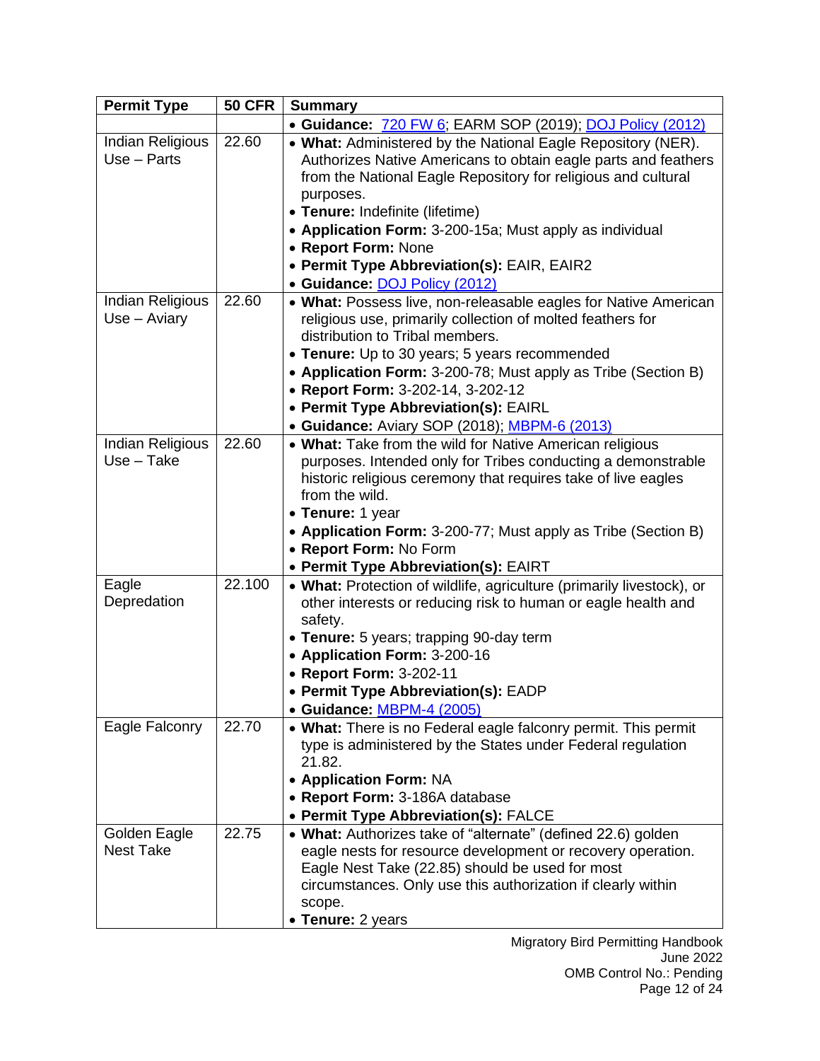| Permit Type | 50 CFR | Summary |
|---|---|---|
| | | • **Guidance:** 720 FW 6; EARM SOP (2019); DOJ Policy (2012) |
| Indian Religious Use – Parts | 22.60 | • **What:** Administered by the National Eagle Repository (NER). Authorizes Native Americans to obtain eagle parts and feathers from the National Eagle Repository for religious and cultural purposes.<br>• **Tenure:** Indefinite (lifetime)<br>• **Application Form:** 3-200-15a; Must apply as individual<br>• **Report Form:** None<br>• **Permit Type Abbreviation(s):** EAIR, EAIR2<br>• **Guidance:** DOJ Policy (2012) |
| Indian Religious Use – Aviary | 22.60 | • **What:** Possess live, non-releasable eagles for Native American religious use, primarily collection of molted feathers for distribution to Tribal members.<br>• **Tenure:** Up to 30 years; 5 years recommended<br>• **Application Form:** 3-200-78; Must apply as Tribe (Section B)<br>• **Report Form:** 3-202-14, 3-202-12<br>• **Permit Type Abbreviation(s):** EAIRL<br>• **Guidance:** Aviary SOP (2018); MBPM-6 (2013) |
| Indian Religious Use – Take | 22.60 | • **What:** Take from the wild for Native American religious purposes. Intended only for Tribes conducting a demonstrable historic religious ceremony that requires take of live eagles from the wild.<br>• **Tenure:** 1 year<br>• **Application Form:** 3-200-77; Must apply as Tribe (Section B)<br>• **Report Form:** No Form<br>• **Permit Type Abbreviation(s):** EAIRT |
| Eagle Depredation | 22.100 | • **What:** Protection of wildlife, agriculture (primarily livestock), or other interests or reducing risk to human or eagle health and safety.<br>• **Tenure:** 5 years; trapping 90-day term<br>• **Application Form:** 3-200-16<br>• **Report Form:** 3-202-11<br>• **Permit Type Abbreviation(s):** EADP<br>• **Guidance:** MBPM-4 (2005) |
| Eagle Falconry | 22.70 | • **What:** There is no Federal eagle falconry permit. This permit type is administered by the States under Federal regulation 21.82.<br>• **Application Form:** NA<br>• **Report Form:** 3-186A database<br>• **Permit Type Abbreviation(s):** FALCE |
| Golden Eagle Nest Take | 22.75 | • **What:** Authorizes take of "alternate" (defined 22.6) golden eagle nests for resource development or recovery operation. Eagle Nest Take (22.85) should be used for most circumstances. Only use this authorization if clearly within scope.<br>• **Tenure:** 2 years |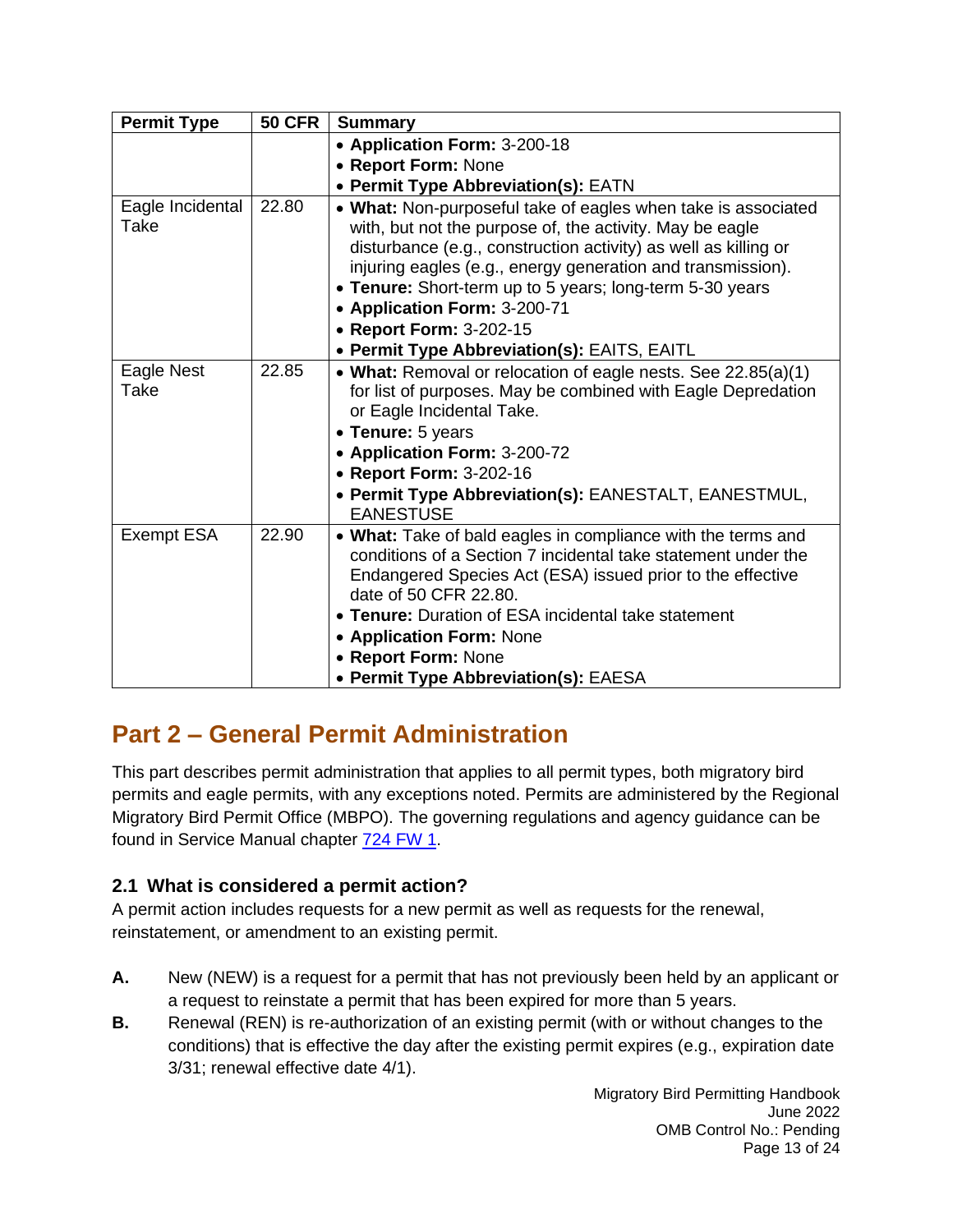| Permit Type | 50 CFR | Summary |
|---|---|---|
| | | • **Application Form:** 3-200-18<br>• **Report Form:** None<br>• **Permit Type Abbreviation(s):** EATN |
| Eagle Incidental Take | 22.80 | • **What:** Non-purposeful take of eagles when take is associated with, but not the purpose of, the activity. May be eagle disturbance (e.g., construction activity) as well as killing or injuring eagles (e.g., energy generation and transmission).<br>• **Tenure:** Short-term up to 5 years; long-term 5-30 years<br>• **Application Form:** 3-200-71<br>• **Report Form:** 3-202-15<br>• **Permit Type Abbreviation(s):** EAITS, EAITL |
| Eagle Nest Take | 22.85 | • **What:** Removal or relocation of eagle nests. See 22.85(a)(1) for list of purposes. May be combined with Eagle Depredation or Eagle Incidental Take.<br>• **Tenure:** 5 years<br>• **Application Form:** 3-200-72<br>• **Report Form:** 3-202-16<br>• **Permit Type Abbreviation(s):** EANESTALT, EANESTMUL, EANESTUSE |
| Exempt ESA | 22.90 | • **What:** Take of bald eagles in compliance with the terms and conditions of a Section 7 incidental take statement under the Endangered Species Act (ESA) issued prior to the effective date of 50 CFR 22.80.<br>• **Tenure:** Duration of ESA incidental take statement<br>• **Application Form:** None<br>• **Report Form:** None<br>• **Permit Type Abbreviation(s):** EAESA |

# Part 2 – General Permit Administration

This part describes permit administration that applies to all permit types, both migratory bird permits and eagle permits, with any exceptions noted. Permits are administered by the Regional Migratory Bird Permit Office (MBPO). The governing regulations and agency guidance can be found in Service Manual chapter 724 FW 1.

## 2.1 What is considered a permit action?

A permit action includes requests for a new permit as well as requests for the renewal, reinstatement, or amendment to an existing permit.

**A.** New (NEW) is a request for a permit that has not previously been held by an applicant or a request to reinstate a permit that has been expired for more than 5 years.

**B.** Renewal (REN) is re-authorization of an existing permit (with or without changes to the conditions) that is effective the day after the existing permit expires (e.g., expiration date 3/31; renewal effective date 4/1).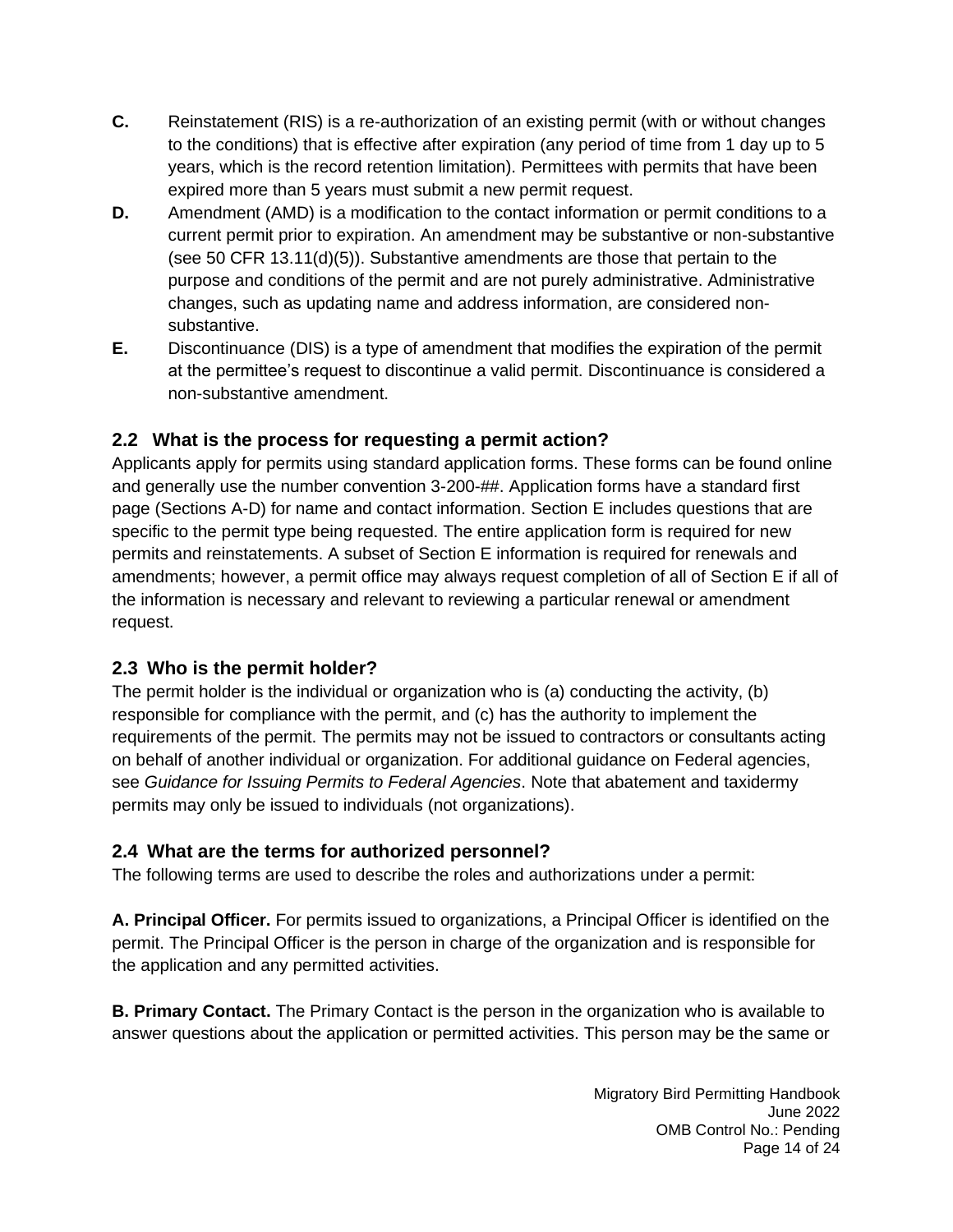**C.** Reinstatement (RIS) is a re-authorization of an existing permit (with or without changes to the conditions) that is effective after expiration (any period of time from 1 day up to 5 years, which is the record retention limitation). Permittees with permits that have been expired more than 5 years must submit a new permit request.

**D.** Amendment (AMD) is a modification to the contact information or permit conditions to a current permit prior to expiration. An amendment may be substantive or non-substantive (see 50 CFR 13.11(d)(5)). Substantive amendments are those that pertain to the purpose and conditions of the permit and are not purely administrative. Administrative changes, such as updating name and address information, are considered non-substantive.

**E.** Discontinuance (DIS) is a type of amendment that modifies the expiration of the permit at the permittee's request to discontinue a valid permit. Discontinuance is considered a non-substantive amendment.

## 2.2 What is the process for requesting a permit action?

Applicants apply for permits using standard application forms. These forms can be found online and generally use the number convention 3-200-##. Application forms have a standard first page (Sections A-D) for name and contact information. Section E includes questions that are specific to the permit type being requested. The entire application form is required for new permits and reinstatements. A subset of Section E information is required for renewals and amendments; however, a permit office may always request completion of all of Section E if all of the information is necessary and relevant to reviewing a particular renewal or amendment request.

## 2.3 Who is the permit holder?

The permit holder is the individual or organization who is (a) conducting the activity, (b) responsible for compliance with the permit, and (c) has the authority to implement the requirements of the permit. The permits may not be issued to contractors or consultants acting on behalf of another individual or organization. For additional guidance on Federal agencies, see *Guidance for Issuing Permits to Federal Agencies*. Note that abatement and taxidermy permits may only be issued to individuals (not organizations).

## 2.4 What are the terms for authorized personnel?

The following terms are used to describe the roles and authorizations under a permit:

**A. Principal Officer.** For permits issued to organizations, a Principal Officer is identified on the permit. The Principal Officer is the person in charge of the organization and is responsible for the application and any permitted activities.

**B. Primary Contact.** The Primary Contact is the person in the organization who is available to answer questions about the application or permitted activities. This person may be the same or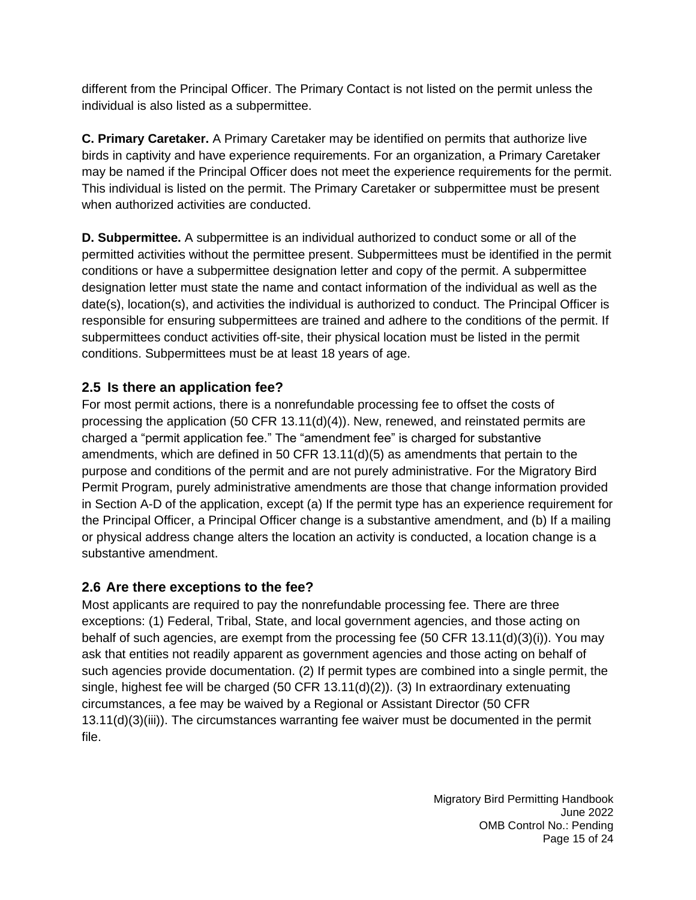different from the Principal Officer. The Primary Contact is not listed on the permit unless the individual is also listed as a subpermittee.

**C. Primary Caretaker.** A Primary Caretaker may be identified on permits that authorize live birds in captivity and have experience requirements. For an organization, a Primary Caretaker may be named if the Principal Officer does not meet the experience requirements for the permit. This individual is listed on the permit. The Primary Caretaker or subpermittee must be present when authorized activities are conducted.

**D. Subpermittee.** A subpermittee is an individual authorized to conduct some or all of the permitted activities without the permittee present. Subpermittees must be identified in the permit conditions or have a subpermittee designation letter and copy of the permit. A subpermittee designation letter must state the name and contact information of the individual as well as the date(s), location(s), and activities the individual is authorized to conduct. The Principal Officer is responsible for ensuring subpermittees are trained and adhere to the conditions of the permit. If subpermittees conduct activities off-site, their physical location must be listed in the permit conditions. Subpermittees must be at least 18 years of age.

## 2.5 Is there an application fee?

For most permit actions, there is a nonrefundable processing fee to offset the costs of processing the application (50 CFR 13.11(d)(4)). New, renewed, and reinstated permits are charged a "permit application fee." The "amendment fee" is charged for substantive amendments, which are defined in 50 CFR 13.11(d)(5) as amendments that pertain to the purpose and conditions of the permit and are not purely administrative. For the Migratory Bird Permit Program, purely administrative amendments are those that change information provided in Section A-D of the application, except (a) If the permit type has an experience requirement for the Principal Officer, a Principal Officer change is a substantive amendment, and (b) If a mailing or physical address change alters the location an activity is conducted, a location change is a substantive amendment.

## 2.6 Are there exceptions to the fee?

Most applicants are required to pay the nonrefundable processing fee. There are three exceptions: (1) Federal, Tribal, State, and local government agencies, and those acting on behalf of such agencies, are exempt from the processing fee (50 CFR 13.11(d)(3)(i)). You may ask that entities not readily apparent as government agencies and those acting on behalf of such agencies provide documentation. (2) If permit types are combined into a single permit, the single, highest fee will be charged (50 CFR 13.11(d)(2)). (3) In extraordinary extenuating circumstances, a fee may be waived by a Regional or Assistant Director (50 CFR 13.11(d)(3)(iii)). The circumstances warranting fee waiver must be documented in the permit file.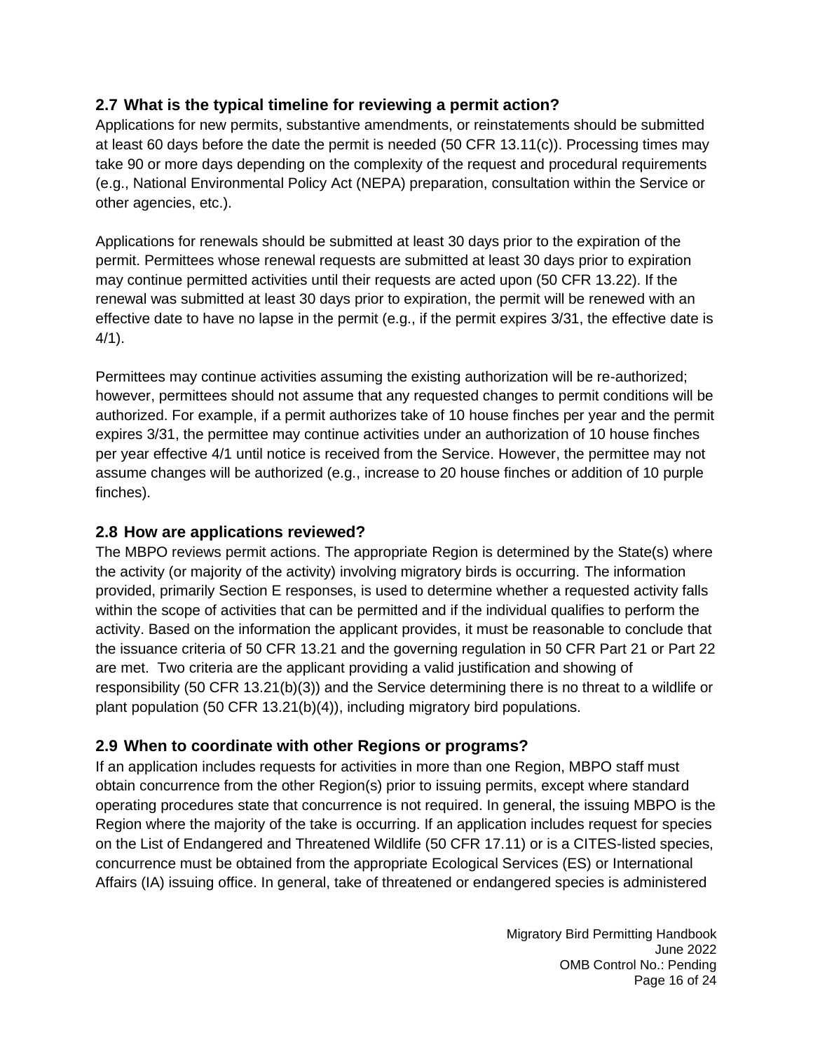## 2.7 What is the typical timeline for reviewing a permit action?

Applications for new permits, substantive amendments, or reinstatements should be submitted at least 60 days before the date the permit is needed (50 CFR 13.11(c)). Processing times may take 90 or more days depending on the complexity of the request and procedural requirements (e.g., National Environmental Policy Act (NEPA) preparation, consultation within the Service or other agencies, etc.).

Applications for renewals should be submitted at least 30 days prior to the expiration of the permit. Permittees whose renewal requests are submitted at least 30 days prior to expiration may continue permitted activities until their requests are acted upon (50 CFR 13.22). If the renewal was submitted at least 30 days prior to expiration, the permit will be renewed with an effective date to have no lapse in the permit (e.g., if the permit expires 3/31, the effective date is 4/1).

Permittees may continue activities assuming the existing authorization will be re-authorized; however, permittees should not assume that any requested changes to permit conditions will be authorized. For example, if a permit authorizes take of 10 house finches per year and the permit expires 3/31, the permittee may continue activities under an authorization of 10 house finches per year effective 4/1 until notice is received from the Service. However, the permittee may not assume changes will be authorized (e.g., increase to 20 house finches or addition of 10 purple finches).

## 2.8 How are applications reviewed?

The MBPO reviews permit actions. The appropriate Region is determined by the State(s) where the activity (or majority of the activity) involving migratory birds is occurring. The information provided, primarily Section E responses, is used to determine whether a requested activity falls within the scope of activities that can be permitted and if the individual qualifies to perform the activity. Based on the information the applicant provides, it must be reasonable to conclude that the issuance criteria of 50 CFR 13.21 and the governing regulation in 50 CFR Part 21 or Part 22 are met. Two criteria are the applicant providing a valid justification and showing of responsibility (50 CFR 13.21(b)(3)) and the Service determining there is no threat to a wildlife or plant population (50 CFR 13.21(b)(4)), including migratory bird populations.

## 2.9 When to coordinate with other Regions or programs?

If an application includes requests for activities in more than one Region, MBPO staff must obtain concurrence from the other Region(s) prior to issuing permits, except where standard operating procedures state that concurrence is not required. In general, the issuing MBPO is the Region where the majority of the take is occurring. If an application includes request for species on the List of Endangered and Threatened Wildlife (50 CFR 17.11) or is a CITES-listed species, concurrence must be obtained from the appropriate Ecological Services (ES) or International Affairs (IA) issuing office. In general, take of threatened or endangered species is administered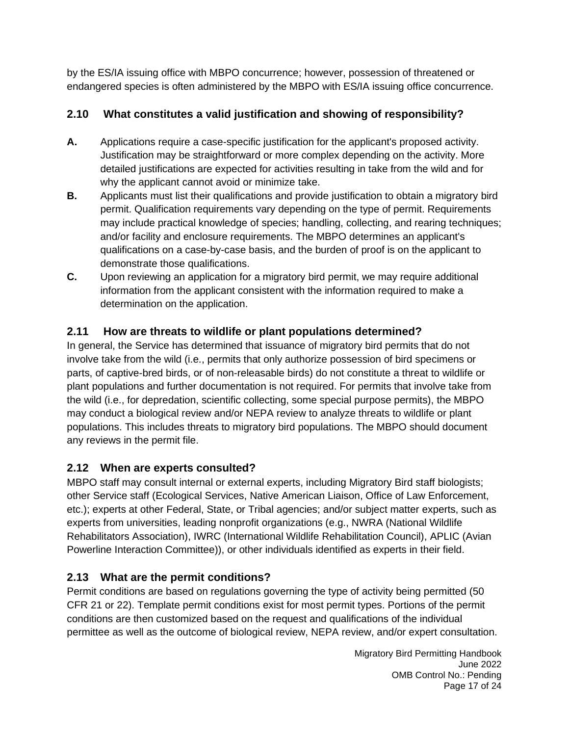by the ES/IA issuing office with MBPO concurrence; however, possession of threatened or endangered species is often administered by the MBPO with ES/IA issuing office concurrence.

## 2.10 What constitutes a valid justification and showing of responsibility?

**A.** Applications require a case-specific justification for the applicant's proposed activity. Justification may be straightforward or more complex depending on the activity. More detailed justifications are expected for activities resulting in take from the wild and for why the applicant cannot avoid or minimize take.

**B.** Applicants must list their qualifications and provide justification to obtain a migratory bird permit. Qualification requirements vary depending on the type of permit. Requirements may include practical knowledge of species; handling, collecting, and rearing techniques; and/or facility and enclosure requirements. The MBPO determines an applicant's qualifications on a case-by-case basis, and the burden of proof is on the applicant to demonstrate those qualifications.

**C.** Upon reviewing an application for a migratory bird permit, we may require additional information from the applicant consistent with the information required to make a determination on the application.

## 2.11 How are threats to wildlife or plant populations determined?

In general, the Service has determined that issuance of migratory bird permits that do not involve take from the wild (i.e., permits that only authorize possession of bird specimens or parts, of captive-bred birds, or of non-releasable birds) do not constitute a threat to wildlife or plant populations and further documentation is not required. For permits that involve take from the wild (i.e., for depredation, scientific collecting, some special purpose permits), the MBPO may conduct a biological review and/or NEPA review to analyze threats to wildlife or plant populations. This includes threats to migratory bird populations. The MBPO should document any reviews in the permit file.

## 2.12 When are experts consulted?

MBPO staff may consult internal or external experts, including Migratory Bird staff biologists; other Service staff (Ecological Services, Native American Liaison, Office of Law Enforcement, etc.); experts at other Federal, State, or Tribal agencies; and/or subject matter experts, such as experts from universities, leading nonprofit organizations (e.g., NWRA (National Wildlife Rehabilitators Association), IWRC (International Wildlife Rehabilitation Council), APLIC (Avian Powerline Interaction Committee)), or other individuals identified as experts in their field.

## 2.13 What are the permit conditions?

Permit conditions are based on regulations governing the type of activity being permitted (50 CFR 21 or 22). Template permit conditions exist for most permit types. Portions of the permit conditions are then customized based on the request and qualifications of the individual permittee as well as the outcome of biological review, NEPA review, and/or expert consultation.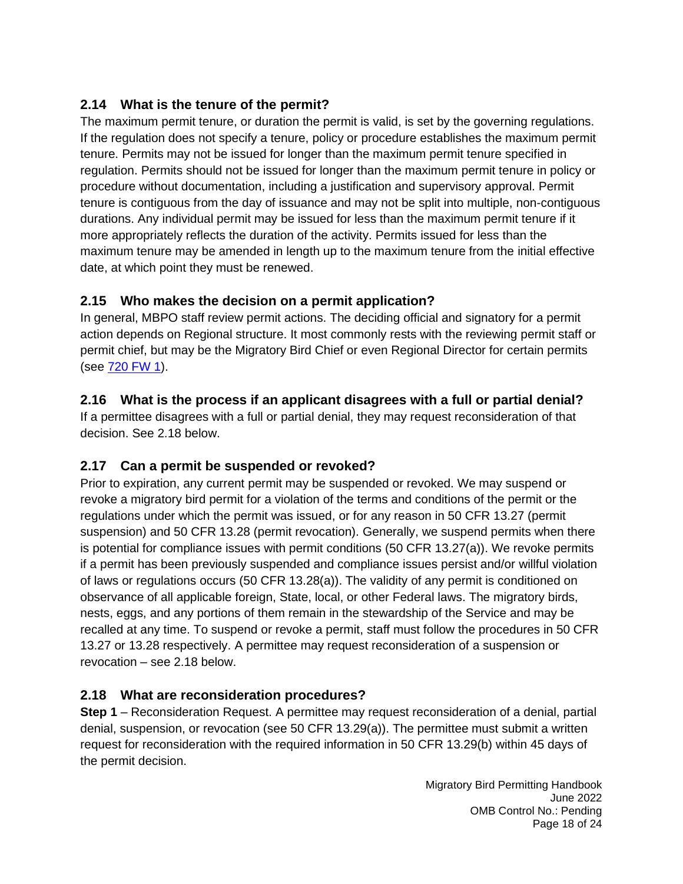## 2.14 What is the tenure of the permit?

The maximum permit tenure, or duration the permit is valid, is set by the governing regulations. If the regulation does not specify a tenure, policy or procedure establishes the maximum permit tenure. Permits may not be issued for longer than the maximum permit tenure specified in regulation. Permits should not be issued for longer than the maximum permit tenure in policy or procedure without documentation, including a justification and supervisory approval. Permit tenure is contiguous from the day of issuance and may not be split into multiple, non-contiguous durations. Any individual permit may be issued for less than the maximum permit tenure if it more appropriately reflects the duration of the activity. Permits issued for less than the maximum tenure may be amended in length up to the maximum tenure from the initial effective date, at which point they must be renewed.

## 2.15 Who makes the decision on a permit application?

In general, MBPO staff review permit actions. The deciding official and signatory for a permit action depends on Regional structure. It most commonly rests with the reviewing permit staff or permit chief, but may be the Migratory Bird Chief or even Regional Director for certain permits (see [720 FW 1](720 FW 1)).

## 2.16 What is the process if an applicant disagrees with a full or partial denial?

If a permittee disagrees with a full or partial denial, they may request reconsideration of that decision. See 2.18 below.

## 2.17 Can a permit be suspended or revoked?

Prior to expiration, any current permit may be suspended or revoked. We may suspend or revoke a migratory bird permit for a violation of the terms and conditions of the permit or the regulations under which the permit was issued, or for any reason in 50 CFR 13.27 (permit suspension) and 50 CFR 13.28 (permit revocation). Generally, we suspend permits when there is potential for compliance issues with permit conditions (50 CFR 13.27(a)). We revoke permits if a permit has been previously suspended and compliance issues persist and/or willful violation of laws or regulations occurs (50 CFR 13.28(a)). The validity of any permit is conditioned on observance of all applicable foreign, State, local, or other Federal laws. The migratory birds, nests, eggs, and any portions of them remain in the stewardship of the Service and may be recalled at any time. To suspend or revoke a permit, staff must follow the procedures in 50 CFR 13.27 or 13.28 respectively. A permittee may request reconsideration of a suspension or revocation – see 2.18 below.

## 2.18 What are reconsideration procedures?

**Step 1** – Reconsideration Request. A permittee may request reconsideration of a denial, partial denial, suspension, or revocation (see 50 CFR 13.29(a)). The permittee must submit a written request for reconsideration with the required information in 50 CFR 13.29(b) within 45 days of the permit decision.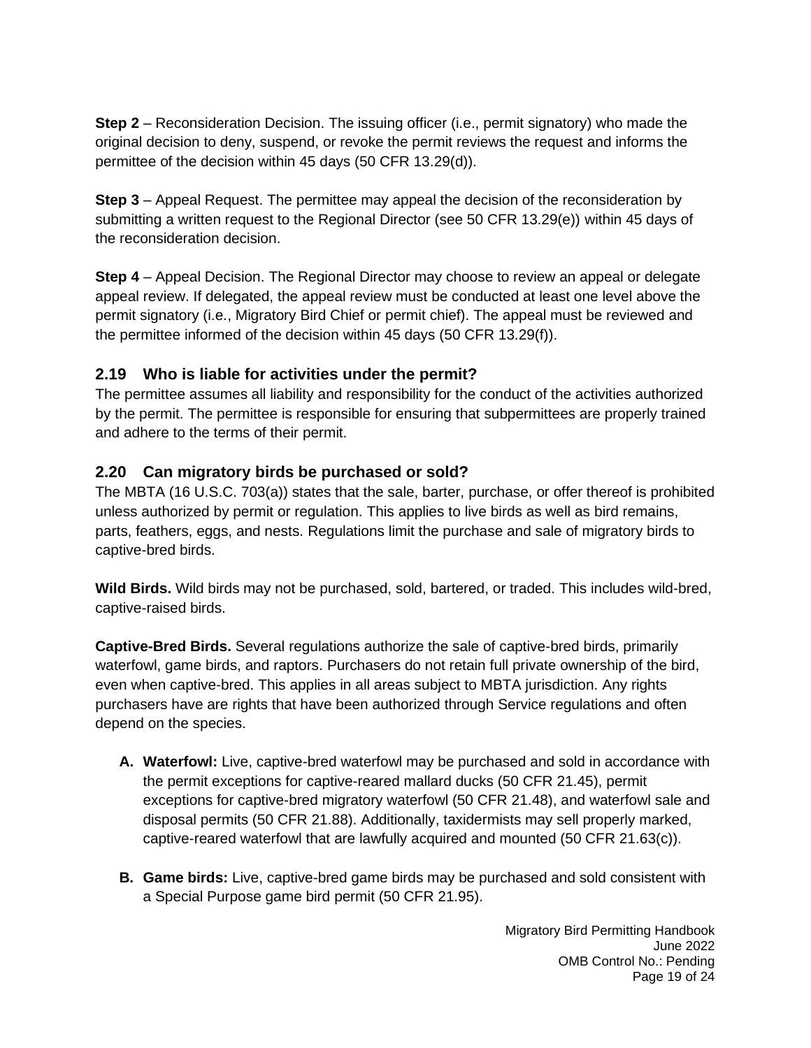**Step 2** – Reconsideration Decision. The issuing officer (i.e., permit signatory) who made the original decision to deny, suspend, or revoke the permit reviews the request and informs the permittee of the decision within 45 days (50 CFR 13.29(d)).

**Step 3** – Appeal Request. The permittee may appeal the decision of the reconsideration by submitting a written request to the Regional Director (see 50 CFR 13.29(e)) within 45 days of the reconsideration decision.

**Step 4** – Appeal Decision. The Regional Director may choose to review an appeal or delegate appeal review. If delegated, the appeal review must be conducted at least one level above the permit signatory (i.e., Migratory Bird Chief or permit chief). The appeal must be reviewed and the permittee informed of the decision within 45 days (50 CFR 13.29(f)).

## 2.19 Who is liable for activities under the permit?

The permittee assumes all liability and responsibility for the conduct of the activities authorized by the permit. The permittee is responsible for ensuring that subpermittees are properly trained and adhere to the terms of their permit.

## 2.20 Can migratory birds be purchased or sold?

The MBTA (16 U.S.C. 703(a)) states that the sale, barter, purchase, or offer thereof is prohibited unless authorized by permit or regulation. This applies to live birds as well as bird remains, parts, feathers, eggs, and nests. Regulations limit the purchase and sale of migratory birds to captive-bred birds.

**Wild Birds.** Wild birds may not be purchased, sold, bartered, or traded. This includes wild-bred, captive-raised birds.

**Captive-Bred Birds.** Several regulations authorize the sale of captive-bred birds, primarily waterfowl, game birds, and raptors. Purchasers do not retain full private ownership of the bird, even when captive-bred. This applies in all areas subject to MBTA jurisdiction. Any rights purchasers have are rights that have been authorized through Service regulations and often depend on the species.

A. **Waterfowl:** Live, captive-bred waterfowl may be purchased and sold in accordance with the permit exceptions for captive-reared mallard ducks (50 CFR 21.45), permit exceptions for captive-bred migratory waterfowl (50 CFR 21.48), and waterfowl sale and disposal permits (50 CFR 21.88). Additionally, taxidermists may sell properly marked, captive-reared waterfowl that are lawfully acquired and mounted (50 CFR 21.63(c)).

B. **Game birds:** Live, captive-bred game birds may be purchased and sold consistent with a Special Purpose game bird permit (50 CFR 21.95).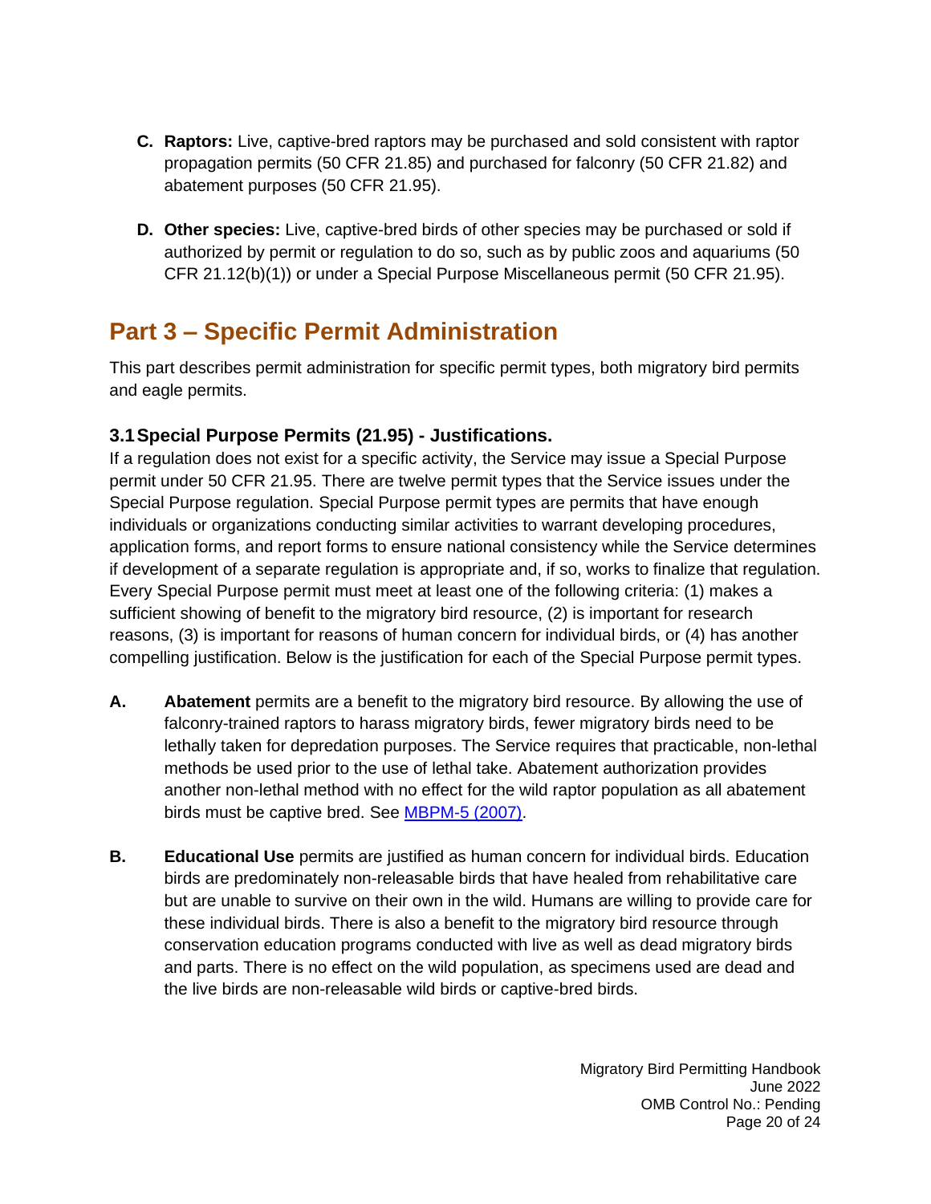**C. Raptors:** Live, captive-bred raptors may be purchased and sold consistent with raptor propagation permits (50 CFR 21.85) and purchased for falconry (50 CFR 21.82) and abatement purposes (50 CFR 21.95).

**D. Other species:** Live, captive-bred birds of other species may be purchased or sold if authorized by permit or regulation to do so, such as by public zoos and aquariums (50 CFR 21.12(b)(1)) or under a Special Purpose Miscellaneous permit (50 CFR 21.95).

# Part 3 – Specific Permit Administration

This part describes permit administration for specific permit types, both migratory bird permits and eagle permits.

### 3.1 Special Purpose Permits (21.95) - Justifications.

If a regulation does not exist for a specific activity, the Service may issue a Special Purpose permit under 50 CFR 21.95. There are twelve permit types that the Service issues under the Special Purpose regulation. Special Purpose permit types are permits that have enough individuals or organizations conducting similar activities to warrant developing procedures, application forms, and report forms to ensure national consistency while the Service determines if development of a separate regulation is appropriate and, if so, works to finalize that regulation. Every Special Purpose permit must meet at least one of the following criteria: (1) makes a sufficient showing of benefit to the migratory bird resource, (2) is important for research reasons, (3) is important for reasons of human concern for individual birds, or (4) has another compelling justification. Below is the justification for each of the Special Purpose permit types.

**A.** **Abatement** permits are a benefit to the migratory bird resource. By allowing the use of falconry-trained raptors to harass migratory birds, fewer migratory birds need to be lethally taken for depredation purposes. The Service requires that practicable, non-lethal methods be used prior to the use of lethal take. Abatement authorization provides another non-lethal method with no effect for the wild raptor population as all abatement birds must be captive bred. See MBPM-5 (2007).

**B.** **Educational Use** permits are justified as human concern for individual birds. Education birds are predominately non-releasable birds that have healed from rehabilitative care but are unable to survive on their own in the wild. Humans are willing to provide care for these individual birds. There is also a benefit to the migratory bird resource through conservation education programs conducted with live as well as dead migratory birds and parts. There is no effect on the wild population, as specimens used are dead and the live birds are non-releasable wild birds or captive-bred birds.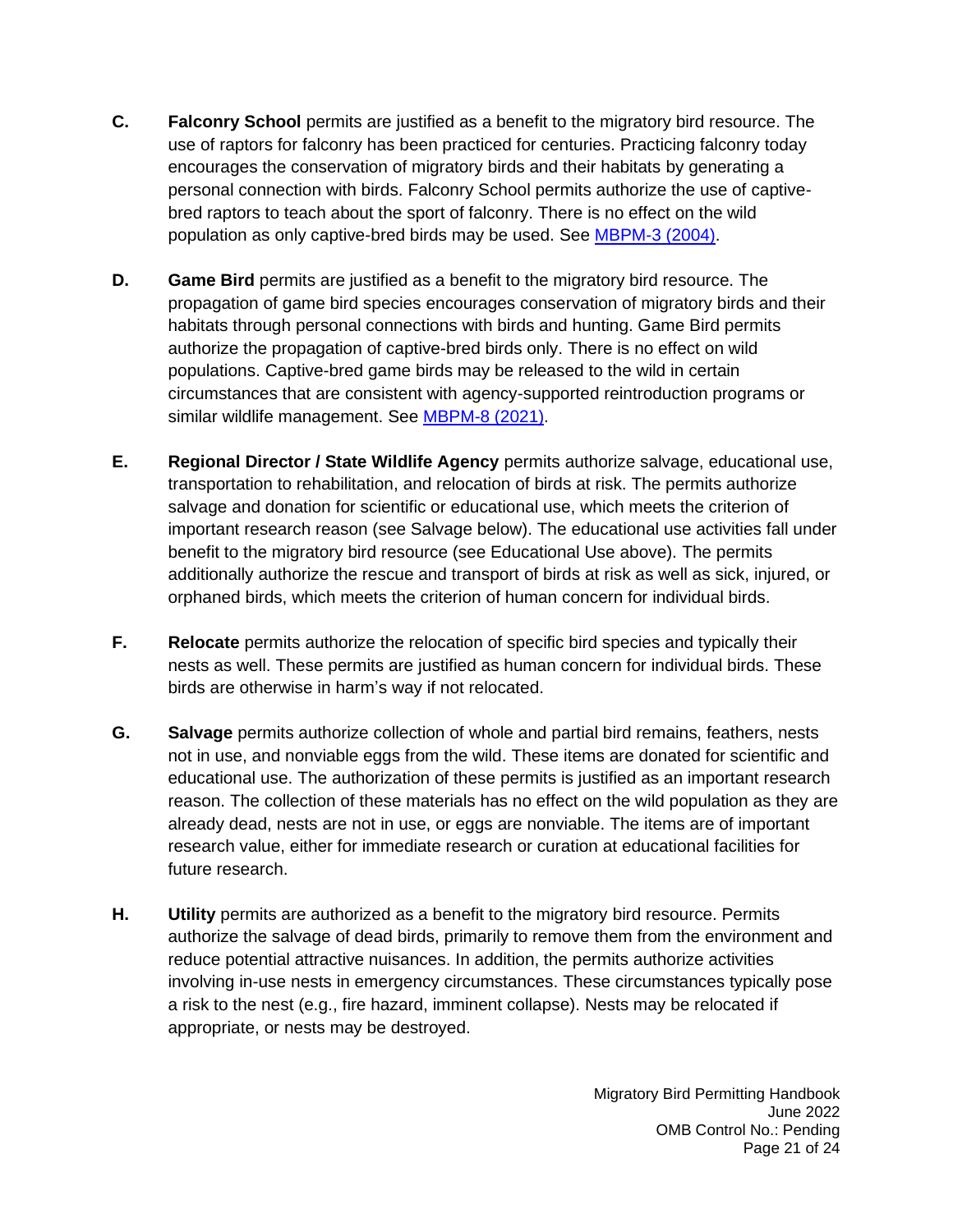**C.** **Falconry School** permits are justified as a benefit to the migratory bird resource. The use of raptors for falconry has been practiced for centuries. Practicing falconry today encourages the conservation of migratory birds and their habitats by generating a personal connection with birds. Falconry School permits authorize the use of captive-bred raptors to teach about the sport of falconry. There is no effect on the wild population as only captive-bred birds may be used. See MBPM-3 (2004).

**D.** **Game Bird** permits are justified as a benefit to the migratory bird resource. The propagation of game bird species encourages conservation of migratory birds and their habitats through personal connections with birds and hunting. Game Bird permits authorize the propagation of captive-bred birds only. There is no effect on wild populations. Captive-bred game birds may be released to the wild in certain circumstances that are consistent with agency-supported reintroduction programs or similar wildlife management. See MBPM-8 (2021).

**E.** **Regional Director / State Wildlife Agency** permits authorize salvage, educational use, transportation to rehabilitation, and relocation of birds at risk. The permits authorize salvage and donation for scientific or educational use, which meets the criterion of important research reason (see Salvage below). The educational use activities fall under benefit to the migratory bird resource (see Educational Use above). The permits additionally authorize the rescue and transport of birds at risk as well as sick, injured, or orphaned birds, which meets the criterion of human concern for individual birds.

**F.** **Relocate** permits authorize the relocation of specific bird species and typically their nests as well. These permits are justified as human concern for individual birds. These birds are otherwise in harm's way if not relocated.

**G.** **Salvage** permits authorize collection of whole and partial bird remains, feathers, nests not in use, and nonviable eggs from the wild. These items are donated for scientific and educational use. The authorization of these permits is justified as an important research reason. The collection of these materials has no effect on the wild population as they are already dead, nests are not in use, or eggs are nonviable. The items are of important research value, either for immediate research or curation at educational facilities for future research.

**H.** **Utility** permits are authorized as a benefit to the migratory bird resource. Permits authorize the salvage of dead birds, primarily to remove them from the environment and reduce potential attractive nuisances. In addition, the permits authorize activities involving in-use nests in emergency circumstances. These circumstances typically pose a risk to the nest (e.g., fire hazard, imminent collapse). Nests may be relocated if appropriate, or nests may be destroyed.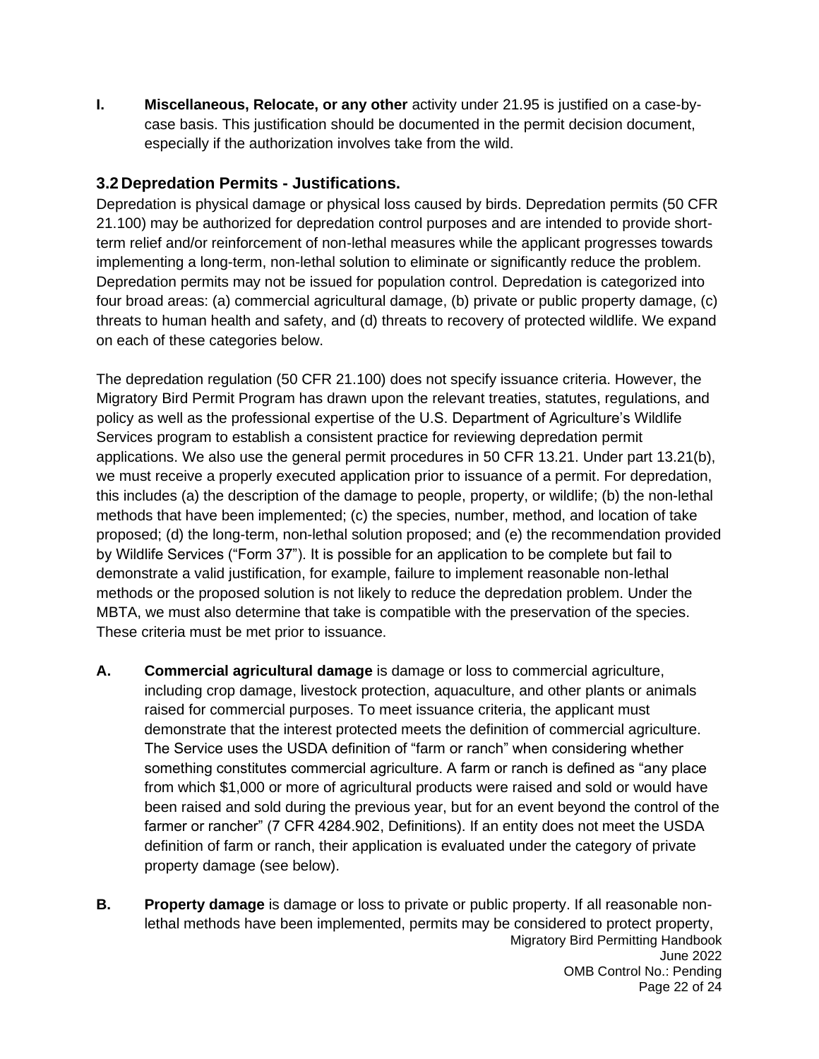**I. Miscellaneous, Relocate, or any other** activity under 21.95 is justified on a case-by-case basis. This justification should be documented in the permit decision document, especially if the authorization involves take from the wild.

## 3.2 Depredation Permits - Justifications.

Depredation is physical damage or physical loss caused by birds. Depredation permits (50 CFR 21.100) may be authorized for depredation control purposes and are intended to provide short-term relief and/or reinforcement of non-lethal measures while the applicant progresses towards implementing a long-term, non-lethal solution to eliminate or significantly reduce the problem. Depredation permits may not be issued for population control. Depredation is categorized into four broad areas: (a) commercial agricultural damage, (b) private or public property damage, (c) threats to human health and safety, and (d) threats to recovery of protected wildlife. We expand on each of these categories below.

The depredation regulation (50 CFR 21.100) does not specify issuance criteria. However, the Migratory Bird Permit Program has drawn upon the relevant treaties, statutes, regulations, and policy as well as the professional expertise of the U.S. Department of Agriculture's Wildlife Services program to establish a consistent practice for reviewing depredation permit applications. We also use the general permit procedures in 50 CFR 13.21. Under part 13.21(b), we must receive a properly executed application prior to issuance of a permit. For depredation, this includes (a) the description of the damage to people, property, or wildlife; (b) the non-lethal methods that have been implemented; (c) the species, number, method, and location of take proposed; (d) the long-term, non-lethal solution proposed; and (e) the recommendation provided by Wildlife Services ("Form 37"). It is possible for an application to be complete but fail to demonstrate a valid justification, for example, failure to implement reasonable non-lethal methods or the proposed solution is not likely to reduce the depredation problem. Under the MBTA, we must also determine that take is compatible with the preservation of the species. These criteria must be met prior to issuance.

**A. Commercial agricultural damage** is damage or loss to commercial agriculture, including crop damage, livestock protection, aquaculture, and other plants or animals raised for commercial purposes. To meet issuance criteria, the applicant must demonstrate that the interest protected meets the definition of commercial agriculture. The Service uses the USDA definition of "farm or ranch" when considering whether something constitutes commercial agriculture. A farm or ranch is defined as "any place from which $1,000 or more of agricultural products were raised and sold or would have been raised and sold during the previous year, but for an event beyond the control of the farmer or rancher" (7 CFR 4284.902, Definitions). If an entity does not meet the USDA definition of farm or ranch, their application is evaluated under the category of private property damage (see below).

**B. Property damage** is damage or loss to private or public property. If all reasonable non-lethal methods have been implemented, permits may be considered to protect property,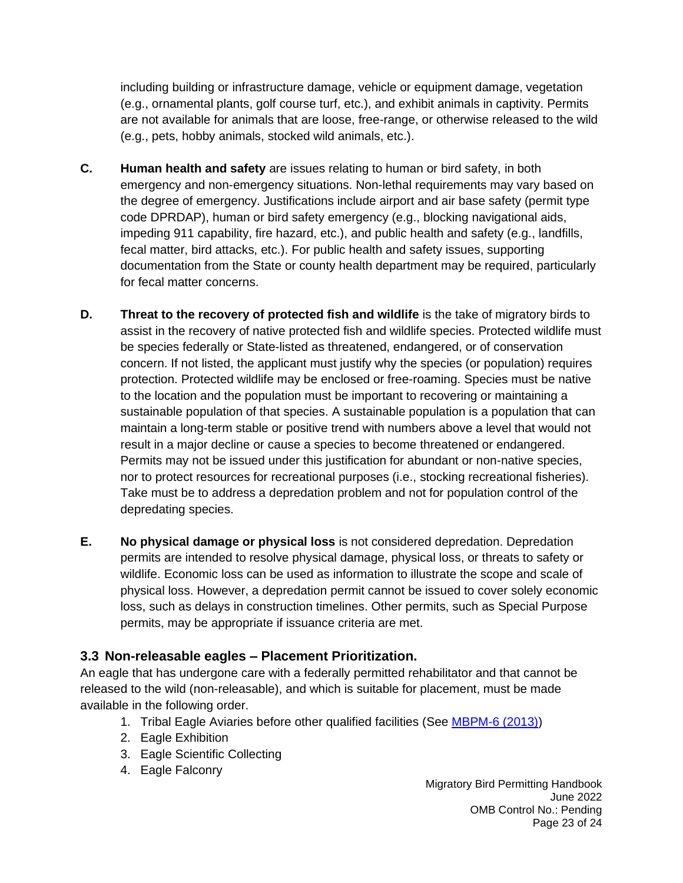including building or infrastructure damage, vehicle or equipment damage, vegetation (e.g., ornamental plants, golf course turf, etc.), and exhibit animals in captivity. Permits are not available for animals that are loose, free-range, or otherwise released to the wild (e.g., pets, hobby animals, stocked wild animals, etc.).

**C.** **Human health and safety** are issues relating to human or bird safety, in both emergency and non-emergency situations. Non-lethal requirements may vary based on the degree of emergency. Justifications include airport and air base safety (permit type code DPRDAP), human or bird safety emergency (e.g., blocking navigational aids, impeding 911 capability, fire hazard, etc.), and public health and safety (e.g., landfills, fecal matter, bird attacks, etc.). For public health and safety issues, supporting documentation from the State or county health department may be required, particularly for fecal matter concerns.

**D.** **Threat to the recovery of protected fish and wildlife** is the take of migratory birds to assist in the recovery of native protected fish and wildlife species. Protected wildlife must be species federally or State-listed as threatened, endangered, or of conservation concern. If not listed, the applicant must justify why the species (or population) requires protection. Protected wildlife may be enclosed or free-roaming. Species must be native to the location and the population must be important to recovering or maintaining a sustainable population of that species. A sustainable population is a population that can maintain a long-term stable or positive trend with numbers above a level that would not result in a major decline or cause a species to become threatened or endangered. Permits may not be issued under this justification for abundant or non-native species, nor to protect resources for recreational purposes (i.e., stocking recreational fisheries). Take must be to address a depredation problem and not for population control of the depredating species.

**E.** **No physical damage or physical loss** is not considered depredation. Depredation permits are intended to resolve physical damage, physical loss, or threats to safety or wildlife. Economic loss can be used as information to illustrate the scope and scale of physical loss. However, a depredation permit cannot be issued to cover solely economic loss, such as delays in construction timelines. Other permits, such as Special Purpose permits, may be appropriate if issuance criteria are met.

### 3.3 Non-releasable eagles – Placement Prioritization.

An eagle that has undergone care with a federally permitted rehabilitator and that cannot be released to the wild (non-releasable), and which is suitable for placement, must be made available in the following order.

1. Tribal Eagle Aviaries before other qualified facilities (See MBPM-6 (2013))
2. Eagle Exhibition
3. Eagle Scientific Collecting
4. Eagle Falconry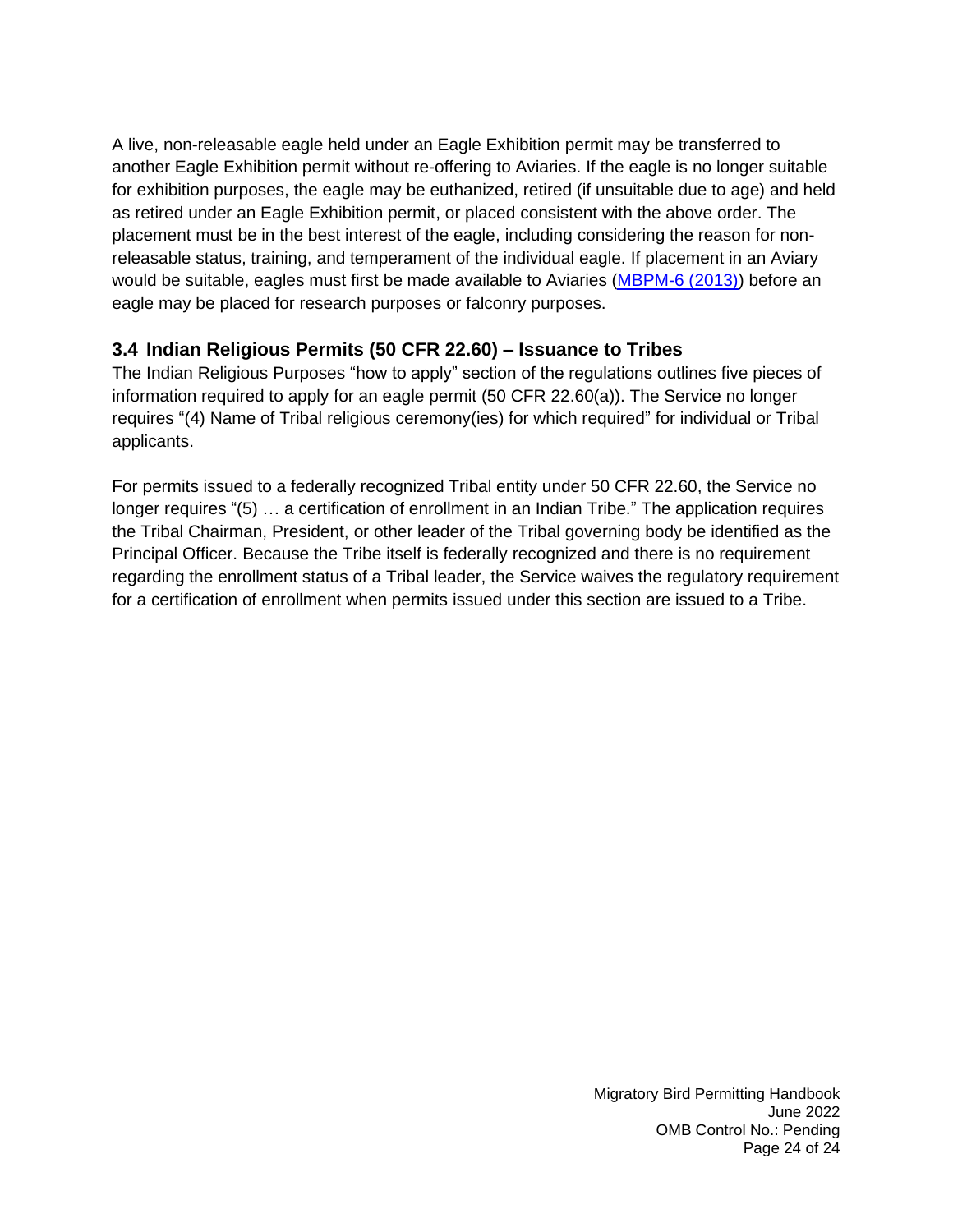A live, non-releasable eagle held under an Eagle Exhibition permit may be transferred to another Eagle Exhibition permit without re-offering to Aviaries. If the eagle is no longer suitable for exhibition purposes, the eagle may be euthanized, retired (if unsuitable due to age) and held as retired under an Eagle Exhibition permit, or placed consistent with the above order. The placement must be in the best interest of the eagle, including considering the reason for non-releasable status, training, and temperament of the individual eagle. If placement in an Aviary would be suitable, eagles must first be made available to Aviaries (MBPM-6 (2013)) before an eagle may be placed for research purposes or falconry purposes.

### 3.4 Indian Religious Permits (50 CFR 22.60) – Issuance to Tribes

The Indian Religious Purposes "how to apply" section of the regulations outlines five pieces of information required to apply for an eagle permit (50 CFR 22.60(a)). The Service no longer requires "(4) Name of Tribal religious ceremony(ies) for which required" for individual or Tribal applicants.

For permits issued to a federally recognized Tribal entity under 50 CFR 22.60, the Service no longer requires "(5) … a certification of enrollment in an Indian Tribe." The application requires the Tribal Chairman, President, or other leader of the Tribal governing body be identified as the Principal Officer. Because the Tribe itself is federally recognized and there is no requirement regarding the enrollment status of a Tribal leader, the Service waives the regulatory requirement for a certification of enrollment when permits issued under this section are issued to a Tribe.